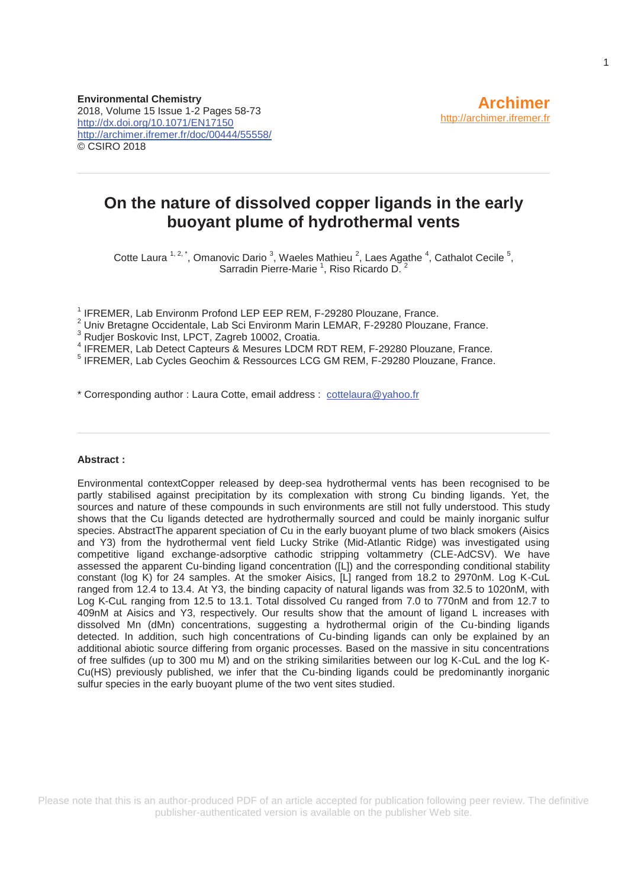**Environmental Chemistry**
2018, Volume 15 Issue 1-2 Pages 58-73
http://dx.doi.org/10.1071/EN17150
http://archimer.ifremer.fr/doc/00444/55558/
© CSIRO 2018

**Archimer**
http://archimer.ifremer.fr

# On the nature of dissolved copper ligands in the early buoyant plume of hydrothermal vents

Cotte Laura [1, 2, *], Omanovic Dario [3], Waeles Mathieu [2], Laes Agathe [4], Cathalot Cecile [5], Sarradin Pierre-Marie [1], Riso Ricardo D. [2]

[1] IFREMER, Lab Environm Profond LEP EEP REM, F-29280 Plouzane, France.
[2] Univ Bretagne Occidentale, Lab Sci Environm Marin LEMAR, F-29280 Plouzane, France.
[3] Rudjer Boskovic Inst, LPCT, Zagreb 10002, Croatia.
[4] IFREMER, Lab Detect Capteurs & Mesures LDCM RDT REM, F-29280 Plouzane, France.
[5] IFREMER, Lab Cycles Geochim & Ressources LCG GM REM, F-29280 Plouzane, France.

\* Corresponding author : Laura Cotte, email address : cottelaura@yahoo.fr

**Abstract :**

Environmental contextCopper released by deep-sea hydrothermal vents has been recognised to be partly stabilised against precipitation by its complexation with strong Cu binding ligands. Yet, the sources and nature of these compounds in such environments are still not fully understood. This study shows that the Cu ligands detected are hydrothermally sourced and could be mainly inorganic sulfur species. AbstractThe apparent speciation of Cu in the early buoyant plume of two black smokers (Aisics and Y3) from the hydrothermal vent field Lucky Strike (Mid-Atlantic Ridge) was investigated using competitive ligand exchange-adsorptive cathodic stripping voltammetry (CLE-AdCSV). We have assessed the apparent Cu-binding ligand concentration ([L]) and the corresponding conditional stability constant (log K) for 24 samples. At the smoker Aisics, [L] ranged from 18.2 to 2970nM. Log K-CuL ranged from 12.4 to 13.4. At Y3, the binding capacity of natural ligands was from 32.5 to 1020nM, with Log K-CuL ranging from 12.5 to 13.1. Total dissolved Cu ranged from 7.0 to 770nM and from 12.7 to 409nM at Aisics and Y3, respectively. Our results show that the amount of ligand L increases with dissolved Mn (dMn) concentrations, suggesting a hydrothermal origin of the Cu-binding ligands detected. In addition, such high concentrations of Cu-binding ligands can only be explained by an additional abiotic source differing from organic processes. Based on the massive in situ concentrations of free sulfides (up to 300 mu M) and on the striking similarities between our log K-CuL and the log K-Cu(HS) previously published, we infer that the Cu-binding ligands could be predominantly inorganic sulfur species in the early buoyant plume of the two vent sites studied.

Please note that this is an author-produced PDF of an article accepted for publication following peer review. The definitive publisher-authenticated version is available on the publisher Web site.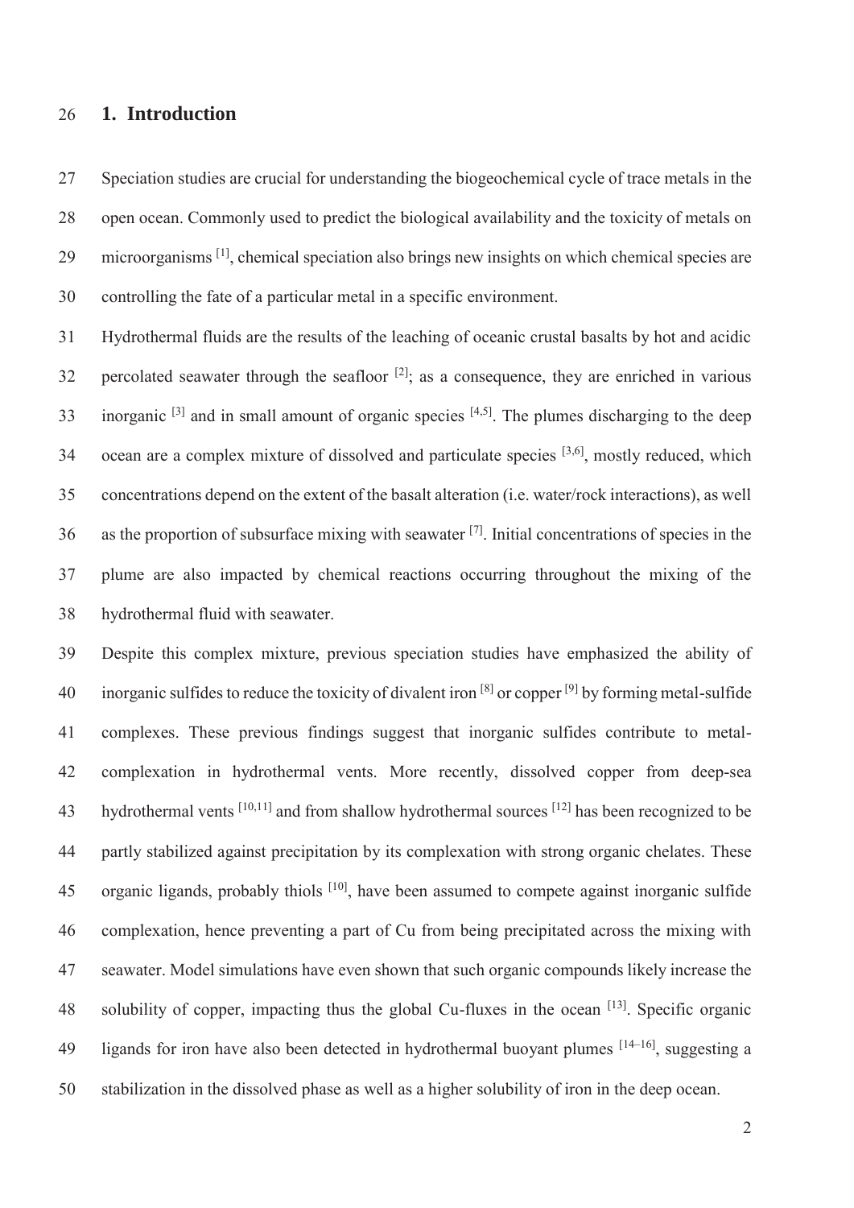## 1. Introduction

Speciation studies are crucial for understanding the biogeochemical cycle of trace metals in the open ocean. Commonly used to predict the biological availability and the toxicity of metals on microorganisms [1], chemical speciation also brings new insights on which chemical species are controlling the fate of a particular metal in a specific environment.

Hydrothermal fluids are the results of the leaching of oceanic crustal basalts by hot and acidic percolated seawater through the seafloor [2]; as a consequence, they are enriched in various inorganic [3] and in small amount of organic species [4,5]. The plumes discharging to the deep ocean are a complex mixture of dissolved and particulate species [3,6], mostly reduced, which concentrations depend on the extent of the basalt alteration (i.e. water/rock interactions), as well as the proportion of subsurface mixing with seawater [7]. Initial concentrations of species in the plume are also impacted by chemical reactions occurring throughout the mixing of the hydrothermal fluid with seawater.

Despite this complex mixture, previous speciation studies have emphasized the ability of inorganic sulfides to reduce the toxicity of divalent iron [8] or copper [9] by forming metal-sulfide complexes. These previous findings suggest that inorganic sulfides contribute to metal-complexation in hydrothermal vents. More recently, dissolved copper from deep-sea hydrothermal vents [10,11] and from shallow hydrothermal sources [12] has been recognized to be partly stabilized against precipitation by its complexation with strong organic chelates. These organic ligands, probably thiols [10], have been assumed to compete against inorganic sulfide complexation, hence preventing a part of Cu from being precipitated across the mixing with seawater. Model simulations have even shown that such organic compounds likely increase the solubility of copper, impacting thus the global Cu-fluxes in the ocean [13]. Specific organic ligands for iron have also been detected in hydrothermal buoyant plumes [14–16], suggesting a stabilization in the dissolved phase as well as a higher solubility of iron in the deep ocean.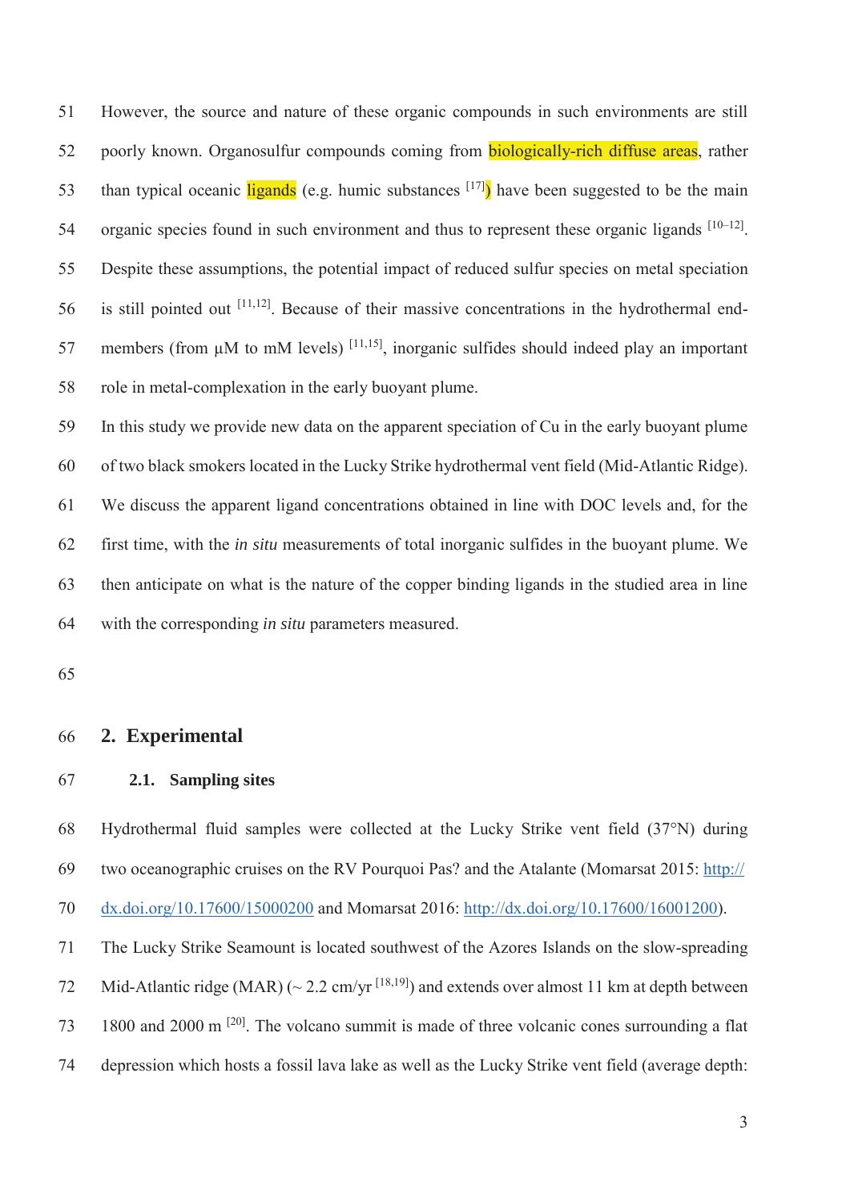However, the source and nature of these organic compounds in such environments are still poorly known. Organosulfur compounds coming from biologically-rich diffuse areas, rather than typical oceanic ligands (e.g. humic substances [17]) have been suggested to be the main organic species found in such environment and thus to represent these organic ligands [10–12]. Despite these assumptions, the potential impact of reduced sulfur species on metal speciation is still pointed out [11,12]. Because of their massive concentrations in the hydrothermal end-members (from µM to mM levels) [11,15], inorganic sulfides should indeed play an important role in metal-complexation in the early buoyant plume.

In this study we provide new data on the apparent speciation of Cu in the early buoyant plume of two black smokers located in the Lucky Strike hydrothermal vent field (Mid-Atlantic Ridge). We discuss the apparent ligand concentrations obtained in line with DOC levels and, for the first time, with the *in situ* measurements of total inorganic sulfides in the buoyant plume. We then anticipate on what is the nature of the copper binding ligands in the studied area in line with the corresponding *in situ* parameters measured.

## 2. Experimental

### 2.1. Sampling sites

Hydrothermal fluid samples were collected at the Lucky Strike vent field (37°N) during two oceanographic cruises on the RV Pourquoi Pas? and the Atalante (Momarsat 2015: http://dx.doi.org/10.17600/15000200 and Momarsat 2016: http://dx.doi.org/10.17600/16001200).

The Lucky Strike Seamount is located southwest of the Azores Islands on the slow-spreading Mid-Atlantic ridge (MAR) (~ 2.2 cm/yr [18,19]) and extends over almost 11 km at depth between 1800 and 2000 m [20]. The volcano summit is made of three volcanic cones surrounding a flat depression which hosts a fossil lava lake as well as the Lucky Strike vent field (average depth: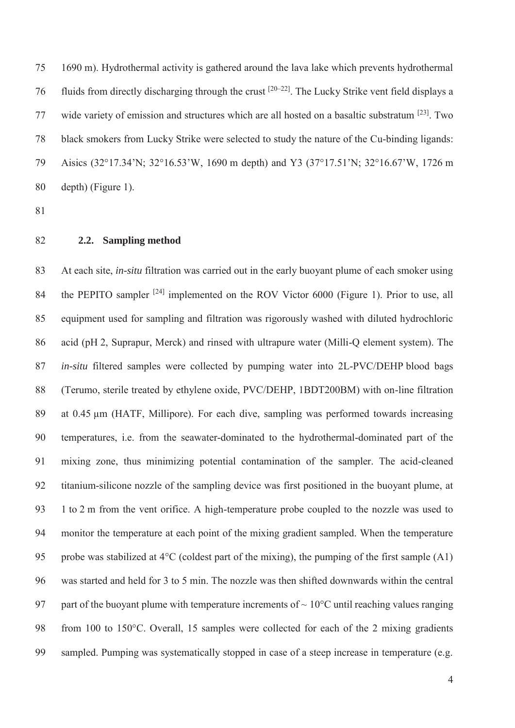1690 m). Hydrothermal activity is gathered around the lava lake which prevents hydrothermal fluids from directly discharging through the crust [20–22]. The Lucky Strike vent field displays a wide variety of emission and structures which are all hosted on a basaltic substratum [23]. Two black smokers from Lucky Strike were selected to study the nature of the Cu-binding ligands: Aisics (32°17.34'N; 32°16.53'W, 1690 m depth) and Y3 (37°17.51'N; 32°16.67'W, 1726 m depth) (Figure 1).

## 2.2. Sampling method

At each site, *in-situ* filtration was carried out in the early buoyant plume of each smoker using the PEPITO sampler [24] implemented on the ROV Victor 6000 (Figure 1). Prior to use, all equipment used for sampling and filtration was rigorously washed with diluted hydrochloric acid (pH 2, Suprapur, Merck) and rinsed with ultrapure water (Milli-Q element system). The *in-situ* filtered samples were collected by pumping water into 2L-PVC/DEHP blood bags (Terumo, sterile treated by ethylene oxide, PVC/DEHP, 1BDT200BM) with on-line filtration at 0.45 µm (HATF, Millipore). For each dive, sampling was performed towards increasing temperatures, i.e. from the seawater-dominated to the hydrothermal-dominated part of the mixing zone, thus minimizing potential contamination of the sampler. The acid-cleaned titanium-silicone nozzle of the sampling device was first positioned in the buoyant plume, at 1 to 2 m from the vent orifice. A high-temperature probe coupled to the nozzle was used to monitor the temperature at each point of the mixing gradient sampled. When the temperature probe was stabilized at 4°C (coldest part of the mixing), the pumping of the first sample (A1) was started and held for 3 to 5 min. The nozzle was then shifted downwards within the central part of the buoyant plume with temperature increments of ~ 10°C until reaching values ranging from 100 to 150°C. Overall, 15 samples were collected for each of the 2 mixing gradients sampled. Pumping was systematically stopped in case of a steep increase in temperature (e.g.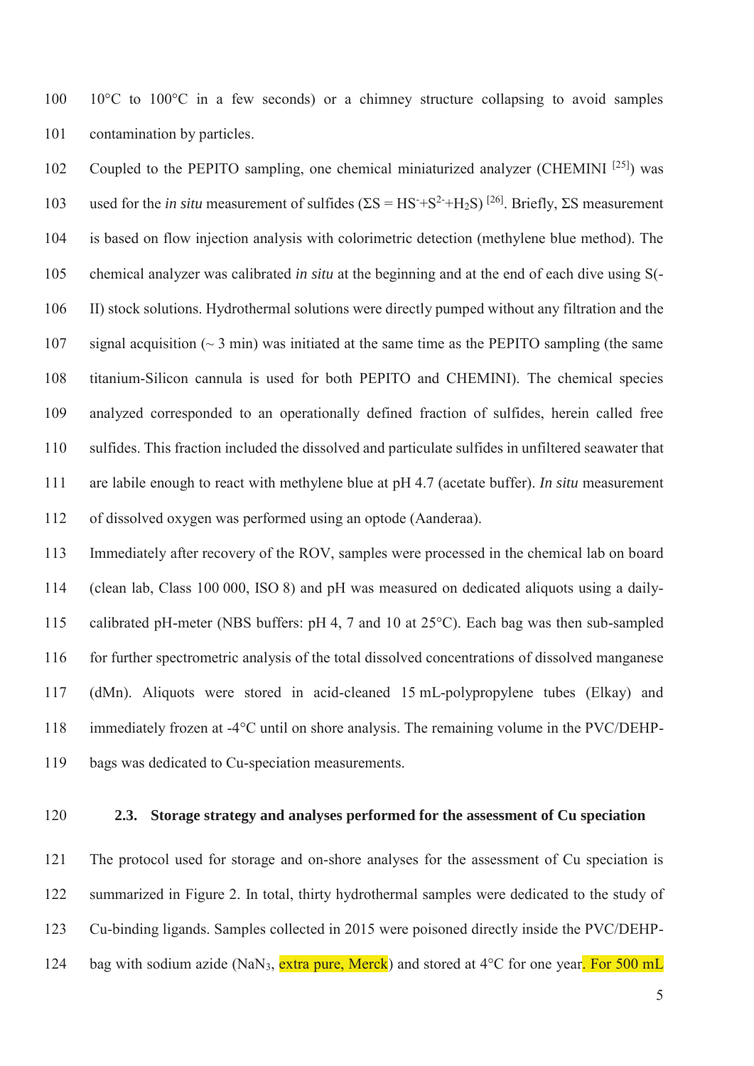10°C to 100°C in a few seconds) or a chimney structure collapsing to avoid samples contamination by particles.

Coupled to the PEPITO sampling, one chemical miniaturized analyzer (CHEMINI [25]) was used for the *in situ* measurement of sulfides ($\Sigma S = HS^{-}+S^{2-}+H_2S$) [26]. Briefly, $\Sigma S$ measurement is based on flow injection analysis with colorimetric detection (methylene blue method). The chemical analyzer was calibrated *in situ* at the beginning and at the end of each dive using S(-II) stock solutions. Hydrothermal solutions were directly pumped without any filtration and the signal acquisition (~ 3 min) was initiated at the same time as the PEPITO sampling (the same titanium-Silicon cannula is used for both PEPITO and CHEMINI). The chemical species analyzed corresponded to an operationally defined fraction of sulfides, herein called free sulfides. This fraction included the dissolved and particulate sulfides in unfiltered seawater that are labile enough to react with methylene blue at pH 4.7 (acetate buffer). *In situ* measurement of dissolved oxygen was performed using an optode (Aanderaa).

Immediately after recovery of the ROV, samples were processed in the chemical lab on board (clean lab, Class 100 000, ISO 8) and pH was measured on dedicated aliquots using a daily-calibrated pH-meter (NBS buffers: pH 4, 7 and 10 at 25°C). Each bag was then sub-sampled for further spectrometric analysis of the total dissolved concentrations of dissolved manganese (dMn). Aliquots were stored in acid-cleaned 15 mL-polypropylene tubes (Elkay) and immediately frozen at -4°C until on shore analysis. The remaining volume in the PVC/DEHP-bags was dedicated to Cu-speciation measurements.

### 2.3. Storage strategy and analyses performed for the assessment of Cu speciation

The protocol used for storage and on-shore analyses for the assessment of Cu speciation is summarized in Figure 2. In total, thirty hydrothermal samples were dedicated to the study of Cu-binding ligands. Samples collected in 2015 were poisoned directly inside the PVC/DEHP-bag with sodium azide ($NaN_3$, extra pure, Merck) and stored at 4°C for one year. For 500 mL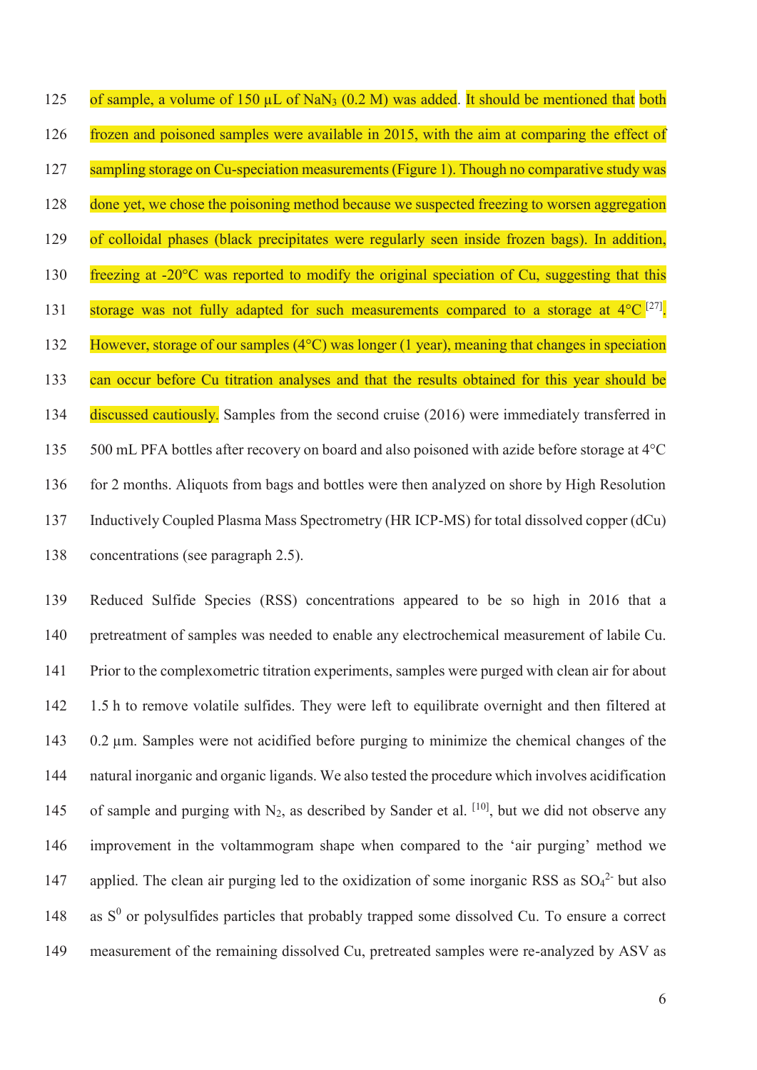of sample, a volume of 150 µL of $NaN_3$ (0.2 M) was added. It should be mentioned that both frozen and poisoned samples were available in 2015, with the aim at comparing the effect of sampling storage on Cu-speciation measurements (Figure 1). Though no comparative study was done yet, we chose the poisoning method because we suspected freezing to worsen aggregation of colloidal phases (black precipitates were regularly seen inside frozen bags). In addition, freezing at -20°C was reported to modify the original speciation of Cu, suggesting that this storage was not fully adapted for such measurements compared to a storage at 4°C [27]. However, storage of our samples (4°C) was longer (1 year), meaning that changes in speciation can occur before Cu titration analyses and that the results obtained for this year should be discussed cautiously. Samples from the second cruise (2016) were immediately transferred in 500 mL PFA bottles after recovery on board and also poisoned with azide before storage at 4°C for 2 months. Aliquots from bags and bottles were then analyzed on shore by High Resolution Inductively Coupled Plasma Mass Spectrometry (HR ICP-MS) for total dissolved copper (dCu) concentrations (see paragraph 2.5).

Reduced Sulfide Species (RSS) concentrations appeared to be so high in 2016 that a pretreatment of samples was needed to enable any electrochemical measurement of labile Cu. Prior to the complexometric titration experiments, samples were purged with clean air for about 1.5 h to remove volatile sulfides. They were left to equilibrate overnight and then filtered at 0.2 µm. Samples were not acidified before purging to minimize the chemical changes of the natural inorganic and organic ligands. We also tested the procedure which involves acidification of sample and purging with $N_2$, as described by Sander et al. [10], but we did not observe any improvement in the voltammogram shape when compared to the 'air purging' method we applied. The clean air purging led to the oxidization of some inorganic RSS as $SO_4^{2-}$ but also as $S^0$ or polysulfides particles that probably trapped some dissolved Cu. To ensure a correct measurement of the remaining dissolved Cu, pretreated samples were re-analyzed by ASV as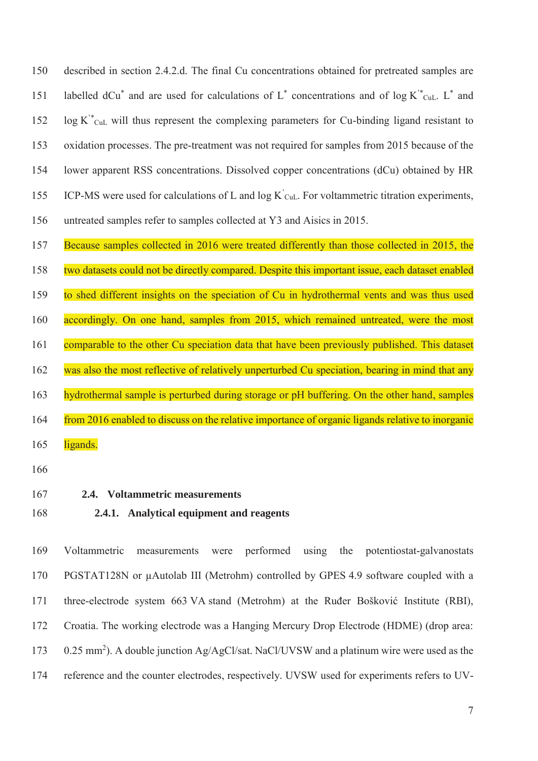described in section 2.4.2.d. The final Cu concentrations obtained for pretreated samples are labelled $dCu^*$ and are used for calculations of $L^*$ concentrations and of $\log K'^*_{CuL}$. $L^*$ and $\log K'^*_{CuL}$ will thus represent the complexing parameters for Cu-binding ligand resistant to oxidation processes. The pre-treatment was not required for samples from 2015 because of the lower apparent RSS concentrations. Dissolved copper concentrations (dCu) obtained by HR ICP-MS were used for calculations of L and $\log K'_{CuL}$. For voltammetric titration experiments, untreated samples refer to samples collected at Y3 and Aisics in 2015.

Because samples collected in 2016 were treated differently than those collected in 2015, the two datasets could not be directly compared. Despite this important issue, each dataset enabled to shed different insights on the speciation of Cu in hydrothermal vents and was thus used accordingly. On one hand, samples from 2015, which remained untreated, were the most comparable to the other Cu speciation data that have been previously published. This dataset was also the most reflective of relatively unperturbed Cu speciation, bearing in mind that any hydrothermal sample is perturbed during storage or pH buffering. On the other hand, samples from 2016 enabled to discuss on the relative importance of organic ligands relative to inorganic ligands.

## 2.4. Voltammetric measurements

### 2.4.1. Analytical equipment and reagents

Voltammetric measurements were performed using the potentiostat-galvanostats PGSTAT128N or µAutolab III (Metrohm) controlled by GPES 4.9 software coupled with a three-electrode system 663 VA stand (Metrohm) at the Ruđer Bošković Institute (RBI), Croatia. The working electrode was a Hanging Mercury Drop Electrode (HDME) (drop area: 0.25 mm$^2$). A double junction Ag/AgCl/sat. NaCl/UVSW and a platinum wire were used as the reference and the counter electrodes, respectively. UVSW used for experiments refers to UV-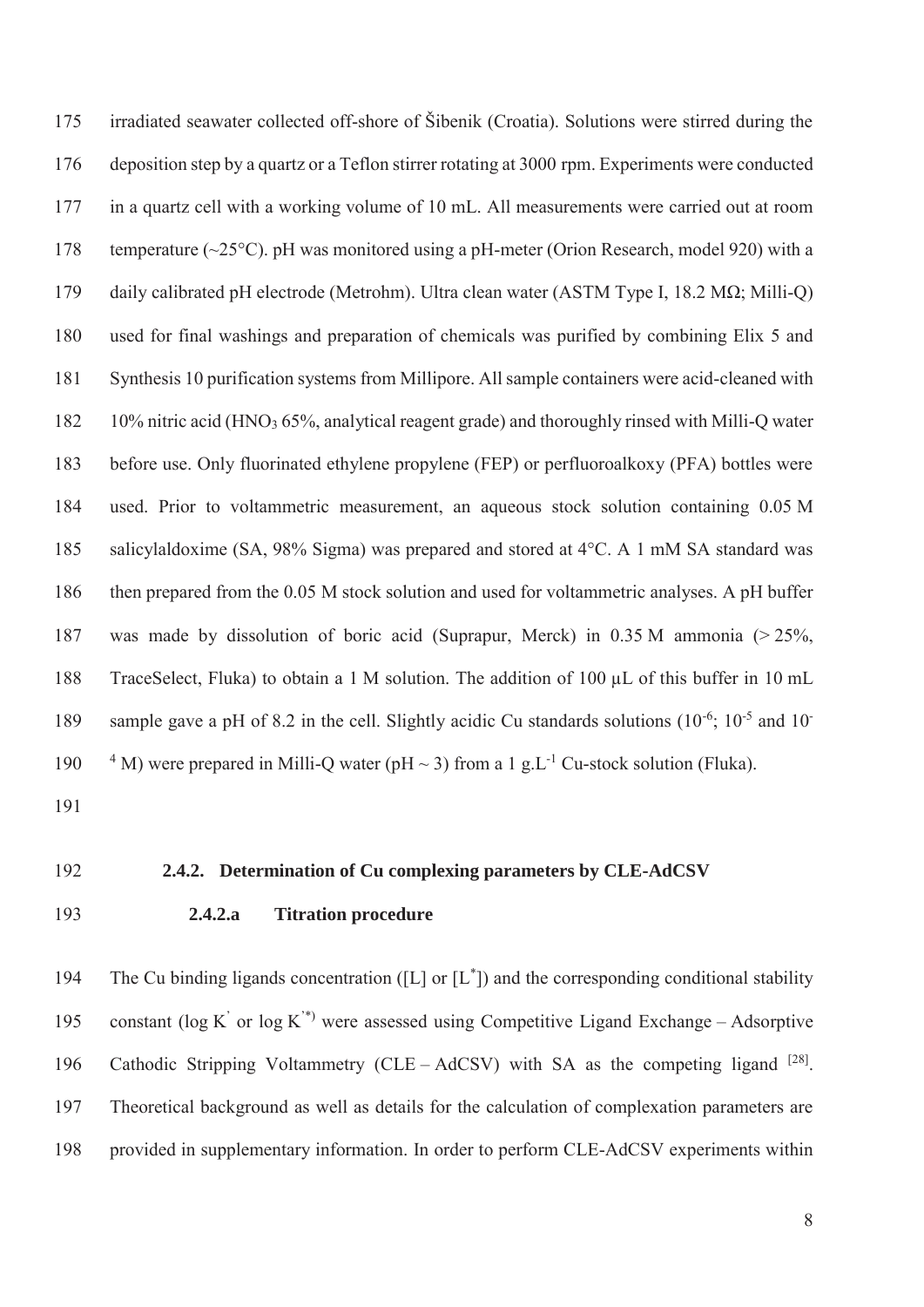irradiated seawater collected off-shore of Šibenik (Croatia). Solutions were stirred during the deposition step by a quartz or a Teflon stirrer rotating at 3000 rpm. Experiments were conducted in a quartz cell with a working volume of 10 mL. All measurements were carried out at room temperature (~25°C). pH was monitored using a pH-meter (Orion Research, model 920) with a daily calibrated pH electrode (Metrohm). Ultra clean water (ASTM Type I, 18.2 MΩ; Milli-Q) used for final washings and preparation of chemicals was purified by combining Elix 5 and Synthesis 10 purification systems from Millipore. All sample containers were acid-cleaned with 10% nitric acid ($HNO_3$ 65%, analytical reagent grade) and thoroughly rinsed with Milli-Q water before use. Only fluorinated ethylene propylene (FEP) or perfluoroalkoxy (PFA) bottles were used. Prior to voltammetric measurement, an aqueous stock solution containing 0.05 M salicylaldoxime (SA, 98% Sigma) was prepared and stored at 4°C. A 1 mM SA standard was then prepared from the 0.05 M stock solution and used for voltammetric analyses. A pH buffer was made by dissolution of boric acid (Suprapur, Merck) in 0.35 M ammonia (> 25%, TraceSelect, Fluka) to obtain a 1 M solution. The addition of 100 µL of this buffer in 10 mL sample gave a pH of 8.2 in the cell. Slightly acidic Cu standards solutions ($10^{-6}$; $10^{-5}$ and $10^{-4}$ M) were prepared in Milli-Q water (pH ~ 3) from a 1 g.L$^{-1}$ Cu-stock solution (Fluka).

### 2.4.2. Determination of Cu complexing parameters by CLE-AdCSV

#### 2.4.2.a Titration procedure

The Cu binding ligands concentration ([L] or [L$^*$]) and the corresponding conditional stability constant (log K$'$ or log K$'^*$) were assessed using Competitive Ligand Exchange – Adsorptive Cathodic Stripping Voltammetry (CLE – AdCSV) with SA as the competing ligand [28]. Theoretical background as well as details for the calculation of complexation parameters are provided in supplementary information. In order to perform CLE-AdCSV experiments within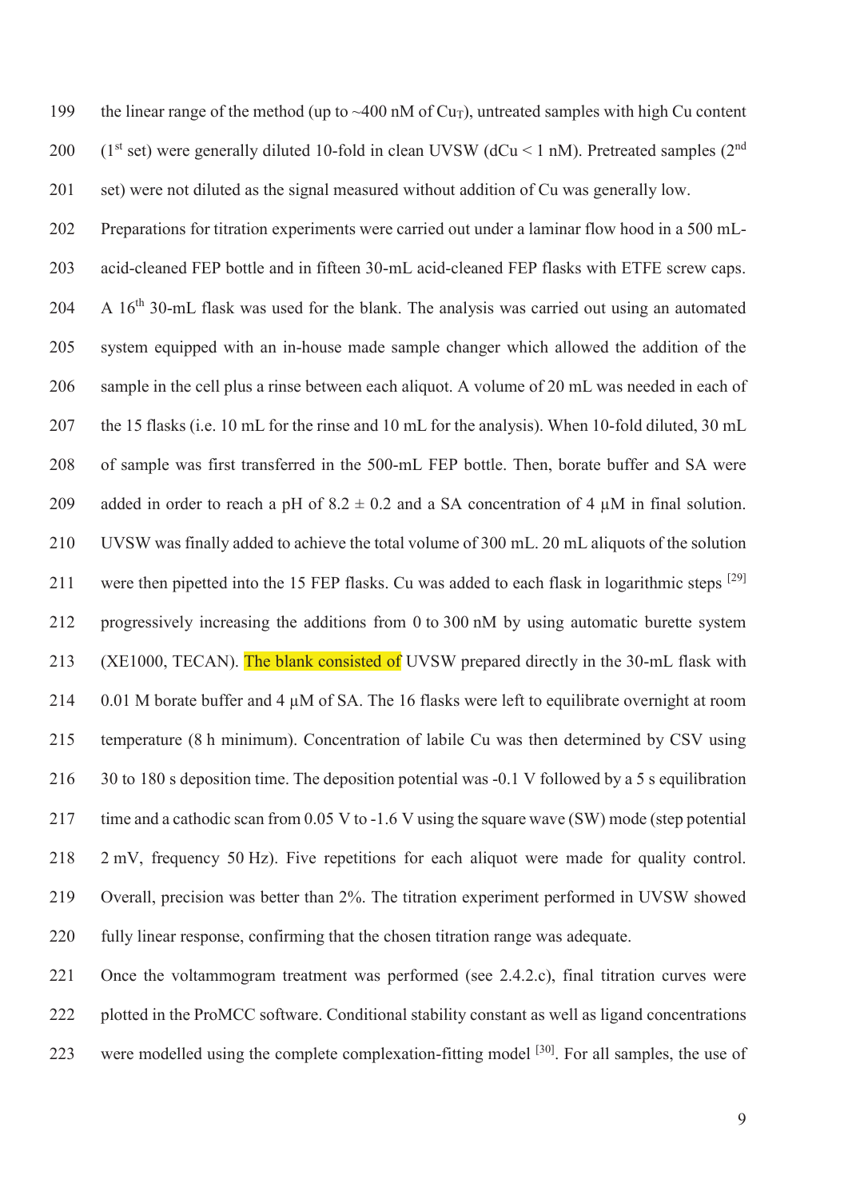the linear range of the method (up to ~400 nM of $Cu_T$), untreated samples with high Cu content (1st set) were generally diluted 10-fold in clean UVSW (dCu < 1 nM). Pretreated samples (2nd set) were not diluted as the signal measured without addition of Cu was generally low.

Preparations for titration experiments were carried out under a laminar flow hood in a 500 mL-acid-cleaned FEP bottle and in fifteen 30-mL acid-cleaned FEP flasks with ETFE screw caps. A 16th 30-mL flask was used for the blank. The analysis was carried out using an automated system equipped with an in-house made sample changer which allowed the addition of the sample in the cell plus a rinse between each aliquot. A volume of 20 mL was needed in each of the 15 flasks (i.e. 10 mL for the rinse and 10 mL for the analysis). When 10-fold diluted, 30 mL of sample was first transferred in the 500-mL FEP bottle. Then, borate buffer and SA were added in order to reach a pH of 8.2 ± 0.2 and a SA concentration of 4 µM in final solution. UVSW was finally added to achieve the total volume of 300 mL. 20 mL aliquots of the solution were then pipetted into the 15 FEP flasks. Cu was added to each flask in logarithmic steps [29] progressively increasing the additions from 0 to 300 nM by using automatic burette system (XE1000, TECAN). The blank consisted of UVSW prepared directly in the 30-mL flask with 0.01 M borate buffer and 4 µM of SA. The 16 flasks were left to equilibrate overnight at room temperature (8 h minimum). Concentration of labile Cu was then determined by CSV using 30 to 180 s deposition time. The deposition potential was -0.1 V followed by a 5 s equilibration time and a cathodic scan from 0.05 V to -1.6 V using the square wave (SW) mode (step potential 2 mV, frequency 50 Hz). Five repetitions for each aliquot were made for quality control. Overall, precision was better than 2%. The titration experiment performed in UVSW showed fully linear response, confirming that the chosen titration range was adequate.

Once the voltammogram treatment was performed (see 2.4.2.c), final titration curves were plotted in the ProMCC software. Conditional stability constant as well as ligand concentrations were modelled using the complete complexation-fitting model [30]. For all samples, the use of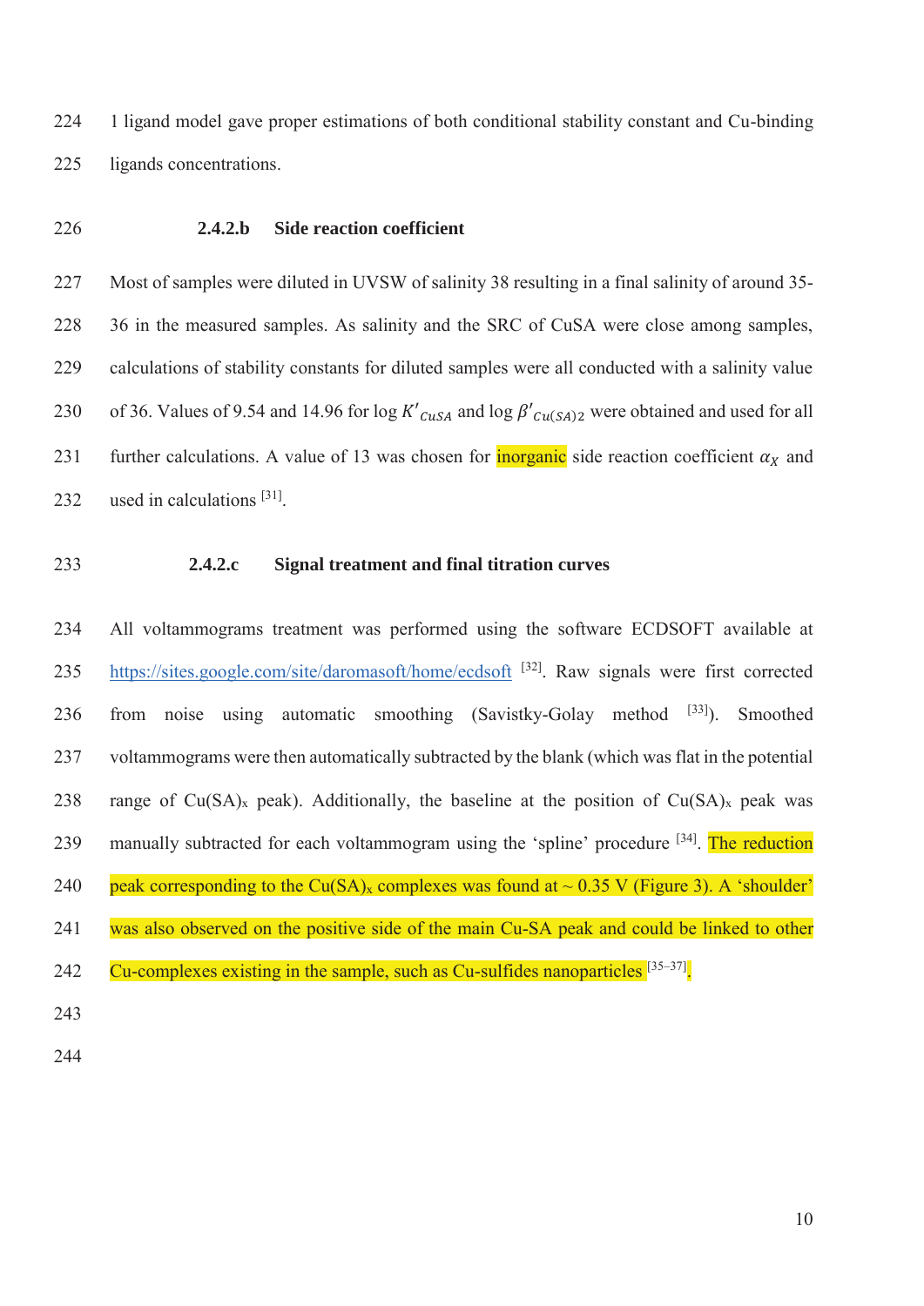1 ligand model gave proper estimations of both conditional stability constant and Cu-binding ligands concentrations.

#### 2.4.2.b Side reaction coefficient

Most of samples were diluted in UVSW of salinity 38 resulting in a final salinity of around 35-36 in the measured samples. As salinity and the SRC of CuSA were close among samples, calculations of stability constants for diluted samples were all conducted with a salinity value of 36. Values of 9.54 and 14.96 for log $K'_{CuSA}$ and log $\beta'_{Cu(SA)2}$ were obtained and used for all further calculations. A value of 13 was chosen for inorganic side reaction coefficient $\alpha_X$ and used in calculations [31].

#### 2.4.2.c Signal treatment and final titration curves

All voltammograms treatment was performed using the software ECDSOFT available at https://sites.google.com/site/daromasoft/home/ecdsoft [32]. Raw signals were first corrected from noise using automatic smoothing (Savistky-Golay method [33]). Smoothed voltammograms were then automatically subtracted by the blank (which was flat in the potential range of $Cu(SA)_x$ peak). Additionally, the baseline at the position of $Cu(SA)_x$ peak was manually subtracted for each voltammogram using the 'spline' procedure [34]. The reduction peak corresponding to the $Cu(SA)_x$ complexes was found at ~ 0.35 V (Figure 3). A 'shoulder' was also observed on the positive side of the main Cu-SA peak and could be linked to other Cu-complexes existing in the sample, such as Cu-sulfides nanoparticles [35–37].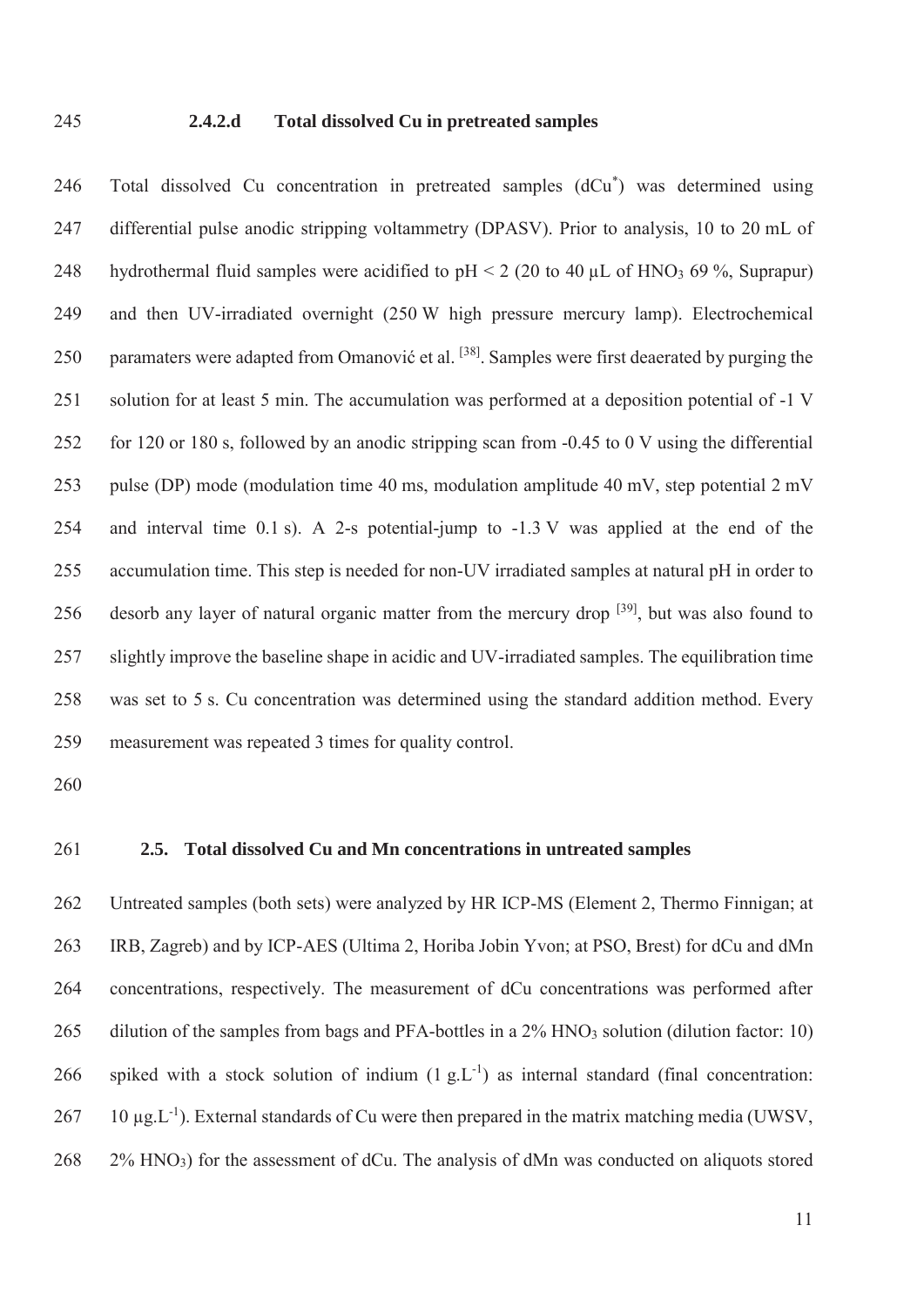#### 2.4.2.d Total dissolved Cu in pretreated samples

Total dissolved Cu concentration in pretreated samples ($dCu^*$) was determined using differential pulse anodic stripping voltammetry (DPASV). Prior to analysis, 10 to 20 mL of hydrothermal fluid samples were acidified to pH < 2 (20 to 40 µL of $HNO_3$ 69 %, Suprapur) and then UV-irradiated overnight (250 W high pressure mercury lamp). Electrochemical paramaters were adapted from Omanović et al. [38]. Samples were first deaerated by purging the solution for at least 5 min. The accumulation was performed at a deposition potential of -1 V for 120 or 180 s, followed by an anodic stripping scan from -0.45 to 0 V using the differential pulse (DP) mode (modulation time 40 ms, modulation amplitude 40 mV, step potential 2 mV and interval time 0.1 s). A 2-s potential-jump to -1.3 V was applied at the end of the accumulation time. This step is needed for non-UV irradiated samples at natural pH in order to desorb any layer of natural organic matter from the mercury drop [39], but was also found to slightly improve the baseline shape in acidic and UV-irradiated samples. The equilibration time was set to 5 s. Cu concentration was determined using the standard addition method. Every measurement was repeated 3 times for quality control.

### 2.5. Total dissolved Cu and Mn concentrations in untreated samples

Untreated samples (both sets) were analyzed by HR ICP-MS (Element 2, Thermo Finnigan; at IRB, Zagreb) and by ICP-AES (Ultima 2, Horiba Jobin Yvon; at PSO, Brest) for dCu and dMn concentrations, respectively. The measurement of dCu concentrations was performed after dilution of the samples from bags and PFA-bottles in a 2% $HNO_3$ solution (dilution factor: 10) spiked with a stock solution of indium (1 $g.L^{-1}$) as internal standard (final concentration: 10 $\mu g.L^{-1}$). External standards of Cu were then prepared in the matrix matching media (UWSV, 2% $HNO_3$) for the assessment of dCu. The analysis of dMn was conducted on aliquots stored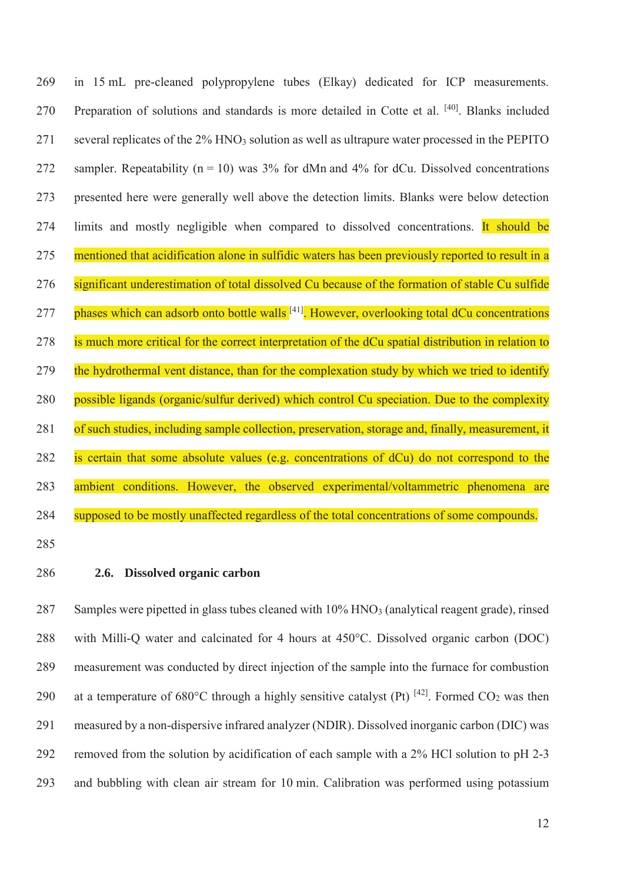in 15 mL pre-cleaned polypropylene tubes (Elkay) dedicated for ICP measurements. Preparation of solutions and standards is more detailed in Cotte et al. [40]. Blanks included several replicates of the 2% $HNO_3$ solution as well as ultrapure water processed in the PEPITO sampler. Repeatability (n = 10) was 3% for dMn and 4% for dCu. Dissolved concentrations presented here were generally well above the detection limits. Blanks were below detection limits and mostly negligible when compared to dissolved concentrations. It should be mentioned that acidification alone in sulfidic waters has been previously reported to result in a significant underestimation of total dissolved Cu because of the formation of stable Cu sulfide phases which can adsorb onto bottle walls [41]. However, overlooking total dCu concentrations is much more critical for the correct interpretation of the dCu spatial distribution in relation to the hydrothermal vent distance, than for the complexation study by which we tried to identify possible ligands (organic/sulfur derived) which control Cu speciation. Due to the complexity of such studies, including sample collection, preservation, storage and, finally, measurement, it is certain that some absolute values (e.g. concentrations of dCu) do not correspond to the ambient conditions. However, the observed experimental/voltammetric phenomena are supposed to be mostly unaffected regardless of the total concentrations of some compounds.

### 2.6. Dissolved organic carbon

Samples were pipetted in glass tubes cleaned with 10% $HNO_3$ (analytical reagent grade), rinsed with Milli-Q water and calcinated for 4 hours at 450°C. Dissolved organic carbon (DOC) measurement was conducted by direct injection of the sample into the furnace for combustion at a temperature of 680°C through a highly sensitive catalyst (Pt) [42]. Formed $CO_2$ was then measured by a non-dispersive infrared analyzer (NDIR). Dissolved inorganic carbon (DIC) was removed from the solution by acidification of each sample with a 2% HCl solution to pH 2-3 and bubbling with clean air stream for 10 min. Calibration was performed using potassium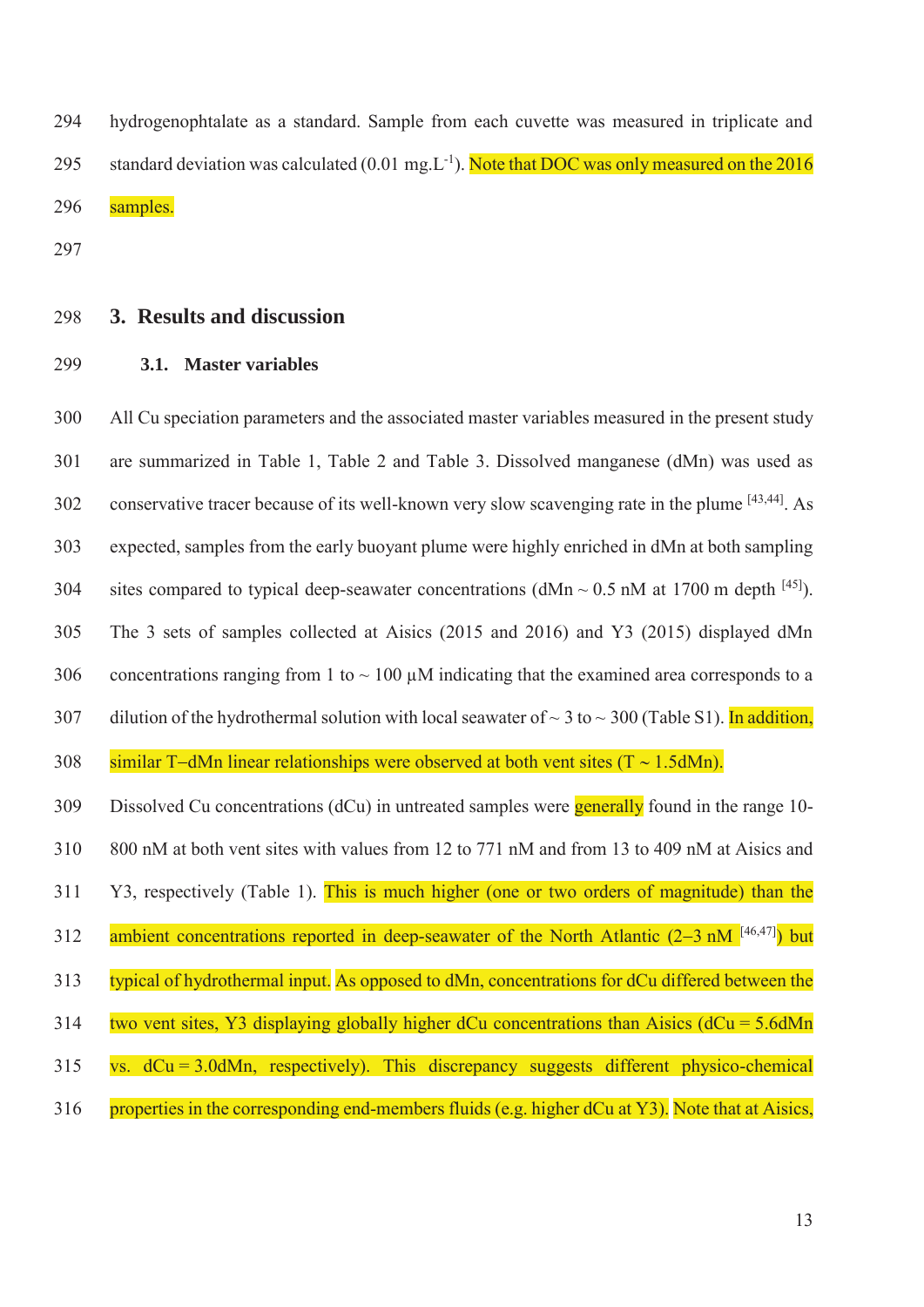hydrogenophtalate as a standard. Sample from each cuvette was measured in triplicate and standard deviation was calculated (0.01 $mg.L^{-1}$). Note that DOC was only measured on the 2016 samples.

## 3. Results and discussion

### 3.1. Master variables

All Cu speciation parameters and the associated master variables measured in the present study are summarized in Table 1, Table 2 and Table 3. Dissolved manganese (dMn) was used as conservative tracer because of its well-known very slow scavenging rate in the plume [43,44]. As expected, samples from the early buoyant plume were highly enriched in dMn at both sampling sites compared to typical deep-seawater concentrations (dMn ~ 0.5 nM at 1700 m depth [45]). The 3 sets of samples collected at Aisics (2015 and 2016) and Y3 (2015) displayed dMn concentrations ranging from 1 to ~ 100 µM indicating that the examined area corresponds to a dilution of the hydrothermal solution with local seawater of ~ 3 to ~ 300 (Table S1). In addition, similar T–dMn linear relationships were observed at both vent sites (T ~ 1.5dMn).

Dissolved Cu concentrations (dCu) in untreated samples were generally found in the range 10-800 nM at both vent sites with values from 12 to 771 nM and from 13 to 409 nM at Aisics and Y3, respectively (Table 1). This is much higher (one or two orders of magnitude) than the ambient concentrations reported in deep-seawater of the North Atlantic (2–3 nM [46,47]) but typical of hydrothermal input. As opposed to dMn, concentrations for dCu differed between the two vent sites, Y3 displaying globally higher dCu concentrations than Aisics (dCu = 5.6dMn vs. dCu = 3.0dMn, respectively). This discrepancy suggests different physico-chemical properties in the corresponding end-members fluids (e.g. higher dCu at Y3). Note that at Aisics,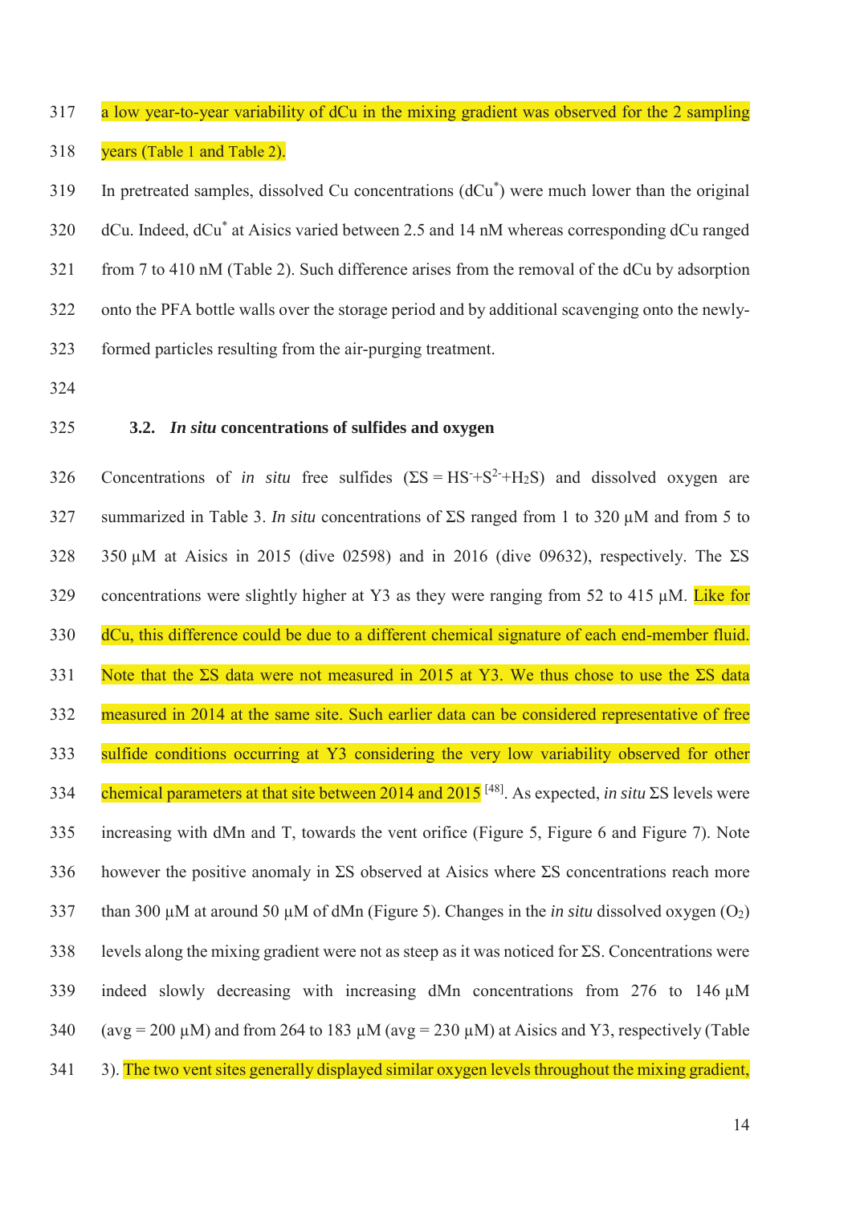a low year-to-year variability of dCu in the mixing gradient was observed for the 2 sampling years (Table 1 and Table 2).

In pretreated samples, dissolved Cu concentrations (dCu*) were much lower than the original dCu. Indeed, dCu* at Aisics varied between 2.5 and 14 nM whereas corresponding dCu ranged from 7 to 410 nM (Table 2). Such difference arises from the removal of the dCu by adsorption onto the PFA bottle walls over the storage period and by additional scavenging onto the newly-formed particles resulting from the air-purging treatment.

### 3.2. *In situ* concentrations of sulfides and oxygen

Concentrations of *in situ* free sulfides ($\Sigma S = HS^{-} + S^{2-} + H_2S$) and dissolved oxygen are summarized in Table 3. *In situ* concentrations of ΣS ranged from 1 to 320 µM and from 5 to 350 µM at Aisics in 2015 (dive 02598) and in 2016 (dive 09632), respectively. The ΣS concentrations were slightly higher at Y3 as they were ranging from 52 to 415 µM. Like for dCu, this difference could be due to a different chemical signature of each end-member fluid. Note that the ΣS data were not measured in 2015 at Y3. We thus chose to use the ΣS data measured in 2014 at the same site. Such earlier data can be considered representative of free sulfide conditions occurring at Y3 considering the very low variability observed for other chemical parameters at that site between 2014 and 2015 [48]. As expected, *in situ* ΣS levels were increasing with dMn and T, towards the vent orifice (Figure 5, Figure 6 and Figure 7). Note however the positive anomaly in ΣS observed at Aisics where ΣS concentrations reach more than 300 µM at around 50 µM of dMn (Figure 5). Changes in the *in situ* dissolved oxygen ($O_2$) levels along the mixing gradient were not as steep as it was noticed for ΣS. Concentrations were indeed slowly decreasing with increasing dMn concentrations from 276 to 146 µM (avg = 200 µM) and from 264 to 183 µM (avg = 230 µM) at Aisics and Y3, respectively (Table 3). The two vent sites generally displayed similar oxygen levels throughout the mixing gradient,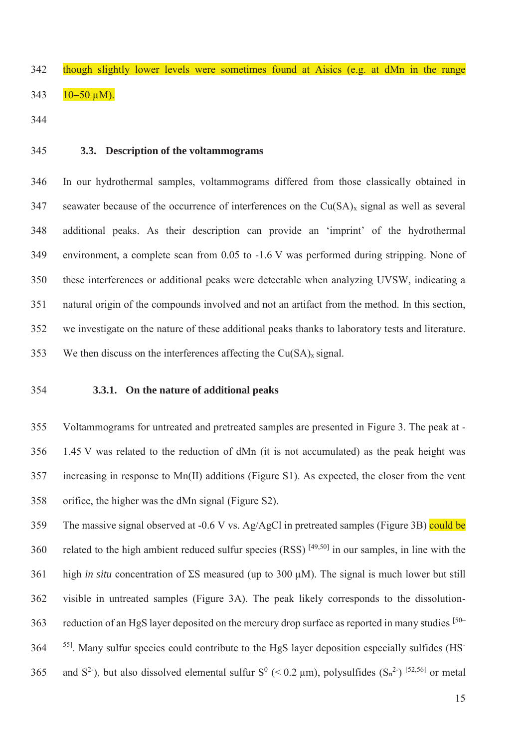though slightly lower levels were sometimes found at Aisics (e.g. at dMn in the range 10–50 µM).

### 3.3. Description of the voltammograms

In our hydrothermal samples, voltammograms differed from those classically obtained in seawater because of the occurrence of interferences on the $Cu(SA)_x$ signal as well as several additional peaks. As their description can provide an 'imprint' of the hydrothermal environment, a complete scan from 0.05 to -1.6 V was performed during stripping. None of these interferences or additional peaks were detectable when analyzing UVSW, indicating a natural origin of the compounds involved and not an artifact from the method. In this section, we investigate on the nature of these additional peaks thanks to laboratory tests and literature. We then discuss on the interferences affecting the $Cu(SA)_x$ signal.

#### 3.3.1. On the nature of additional peaks

Voltammograms for untreated and pretreated samples are presented in Figure 3. The peak at -1.45 V was related to the reduction of dMn (it is not accumulated) as the peak height was increasing in response to Mn(II) additions (Figure S1). As expected, the closer from the vent orifice, the higher was the dMn signal (Figure S2).

The massive signal observed at -0.6 V vs. Ag/AgCl in pretreated samples (Figure 3B) could be related to the high ambient reduced sulfur species (RSS) [49,50] in our samples, in line with the high *in situ* concentration of ΣS measured (up to 300 µM). The signal is much lower but still visible in untreated samples (Figure 3A). The peak likely corresponds to the dissolution-reduction of an HgS layer deposited on the mercury drop surface as reported in many studies [50–55]. Many sulfur species could contribute to the HgS layer deposition especially sulfides ($HS^-$ and $S^{2-}$), but also dissolved elemental sulfur $S^0$ (< 0.2 µm), polysulfides ($S_n^{2-}$) [52,56] or metal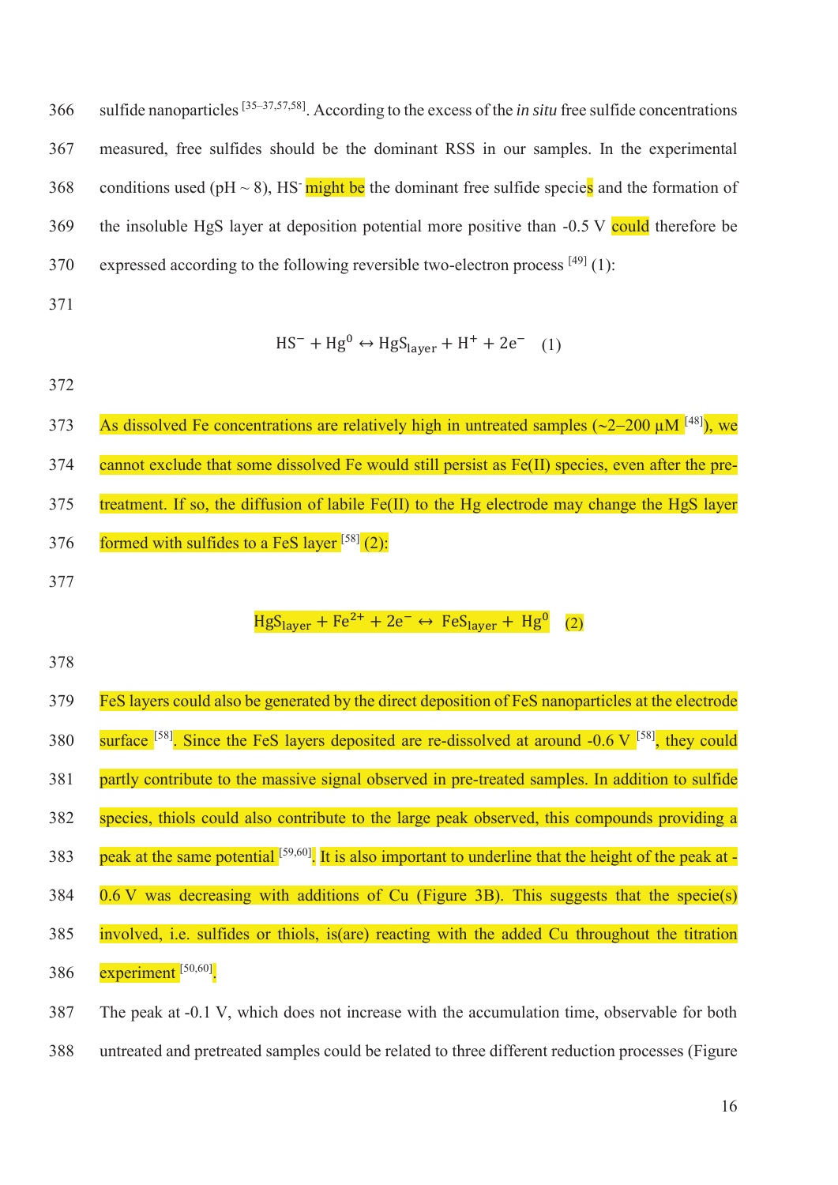sulfide nanoparticles [35–37,57,58]. According to the excess of the *in situ* free sulfide concentrations measured, free sulfides should be the dominant RSS in our samples. In the experimental conditions used (pH ~ 8), $HS^-$ might be the dominant free sulfide species and the formation of the insoluble HgS layer at deposition potential more positive than -0.5 V could therefore be expressed according to the following reversible two-electron process [49] (1):

$$HS^- + Hg^0 \leftrightarrow HgS_{layer} + H^+ + 2e^- \quad (1)$$

As dissolved Fe concentrations are relatively high in untreated samples (~2–200 µM [48]), we cannot exclude that some dissolved Fe would still persist as Fe(II) species, even after the pre-treatment. If so, the diffusion of labile Fe(II) to the Hg electrode may change the HgS layer formed with sulfides to a FeS layer [58] (2):

$$HgS_{layer} + Fe^{2+} + 2e^- \leftrightarrow FeS_{layer} + Hg^0 \quad (2)$$

FeS layers could also be generated by the direct deposition of FeS nanoparticles at the electrode surface [58]. Since the FeS layers deposited are re-dissolved at around -0.6 V [58], they could partly contribute to the massive signal observed in pre-treated samples. In addition to sulfide species, thiols could also contribute to the large peak observed, this compounds providing a peak at the same potential [59,60]. It is also important to underline that the height of the peak at -0.6 V was decreasing with additions of Cu (Figure 3B). This suggests that the specie(s) involved, i.e. sulfides or thiols, is(are) reacting with the added Cu throughout the titration experiment [50,60].

The peak at -0.1 V, which does not increase with the accumulation time, observable for both untreated and pretreated samples could be related to three different reduction processes (Figure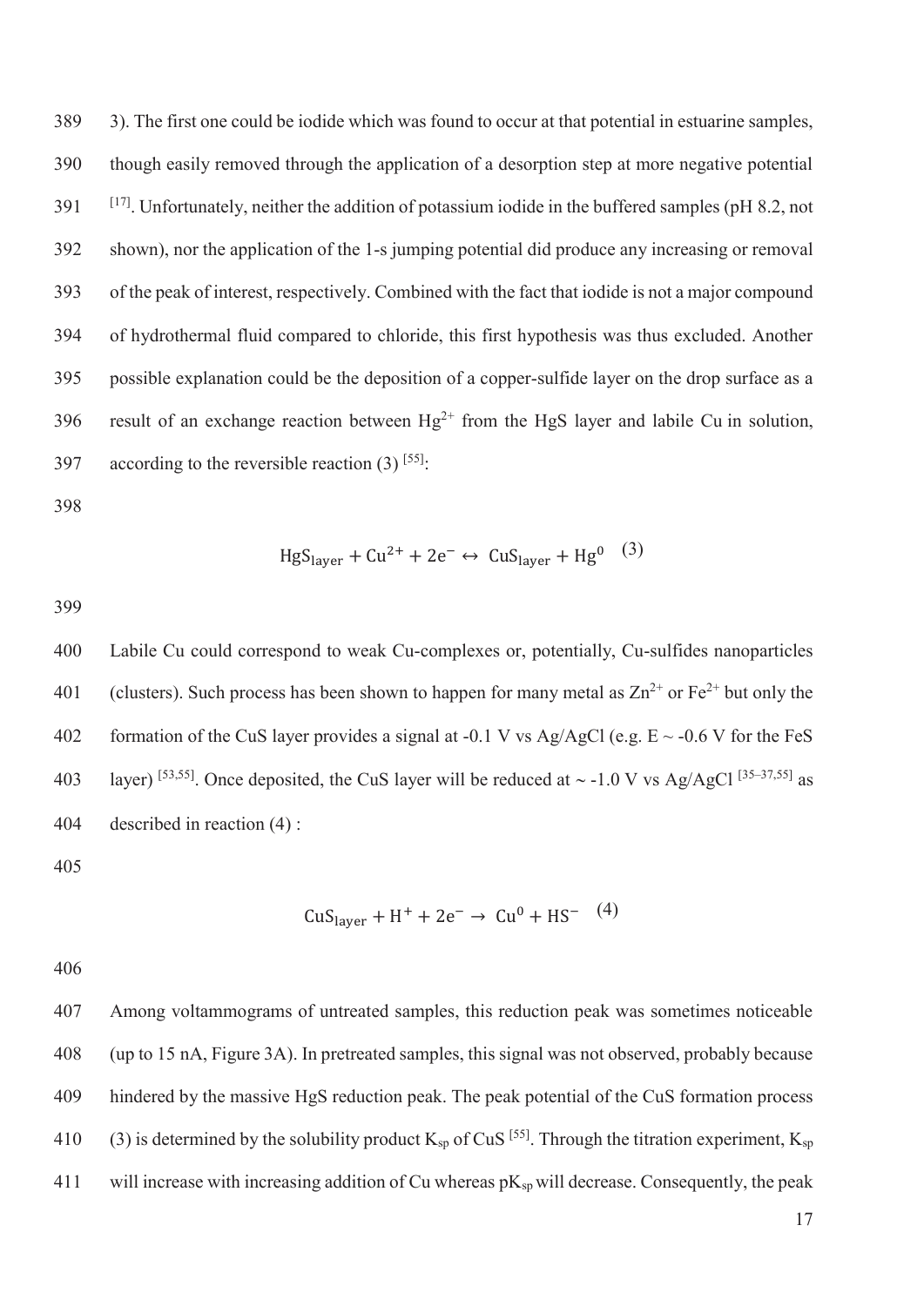3). The first one could be iodide which was found to occur at that potential in estuarine samples, though easily removed through the application of a desorption step at more negative potential [17]. Unfortunately, neither the addition of potassium iodide in the buffered samples (pH 8.2, not shown), nor the application of the 1-s jumping potential did produce any increasing or removal of the peak of interest, respectively. Combined with the fact that iodide is not a major compound of hydrothermal fluid compared to chloride, this first hypothesis was thus excluded. Another possible explanation could be the deposition of a copper-sulfide layer on the drop surface as a result of an exchange reaction between $Hg^{2+}$ from the HgS layer and labile Cu in solution, according to the reversible reaction (3) [55]:

$$\mathrm{HgS_{layer}} + \mathrm{Cu^{2+}} + 2\mathrm{e^-} \leftrightarrow \mathrm{CuS_{layer}} + \mathrm{Hg^0} \quad (3)$$

Labile Cu could correspond to weak Cu-complexes or, potentially, Cu-sulfides nanoparticles (clusters). Such process has been shown to happen for many metal as $Zn^{2+}$ or $Fe^{2+}$ but only the formation of the CuS layer provides a signal at -0.1 V vs Ag/AgCl (e.g. E ~ -0.6 V for the FeS layer) [53,55]. Once deposited, the CuS layer will be reduced at ~ -1.0 V vs Ag/AgCl [35–37,55] as described in reaction (4) :

$$\mathrm{CuS_{layer}} + \mathrm{H^+} + 2\mathrm{e^-} \rightarrow \mathrm{Cu^0} + \mathrm{HS^-} \quad (4)$$

Among voltammograms of untreated samples, this reduction peak was sometimes noticeable (up to 15 nA, Figure 3A). In pretreated samples, this signal was not observed, probably because hindered by the massive HgS reduction peak. The peak potential of the CuS formation process (3) is determined by the solubility product $K_{sp}$ of CuS [55]. Through the titration experiment, $K_{sp}$ will increase with increasing addition of Cu whereas $pK_{sp}$ will decrease. Consequently, the peak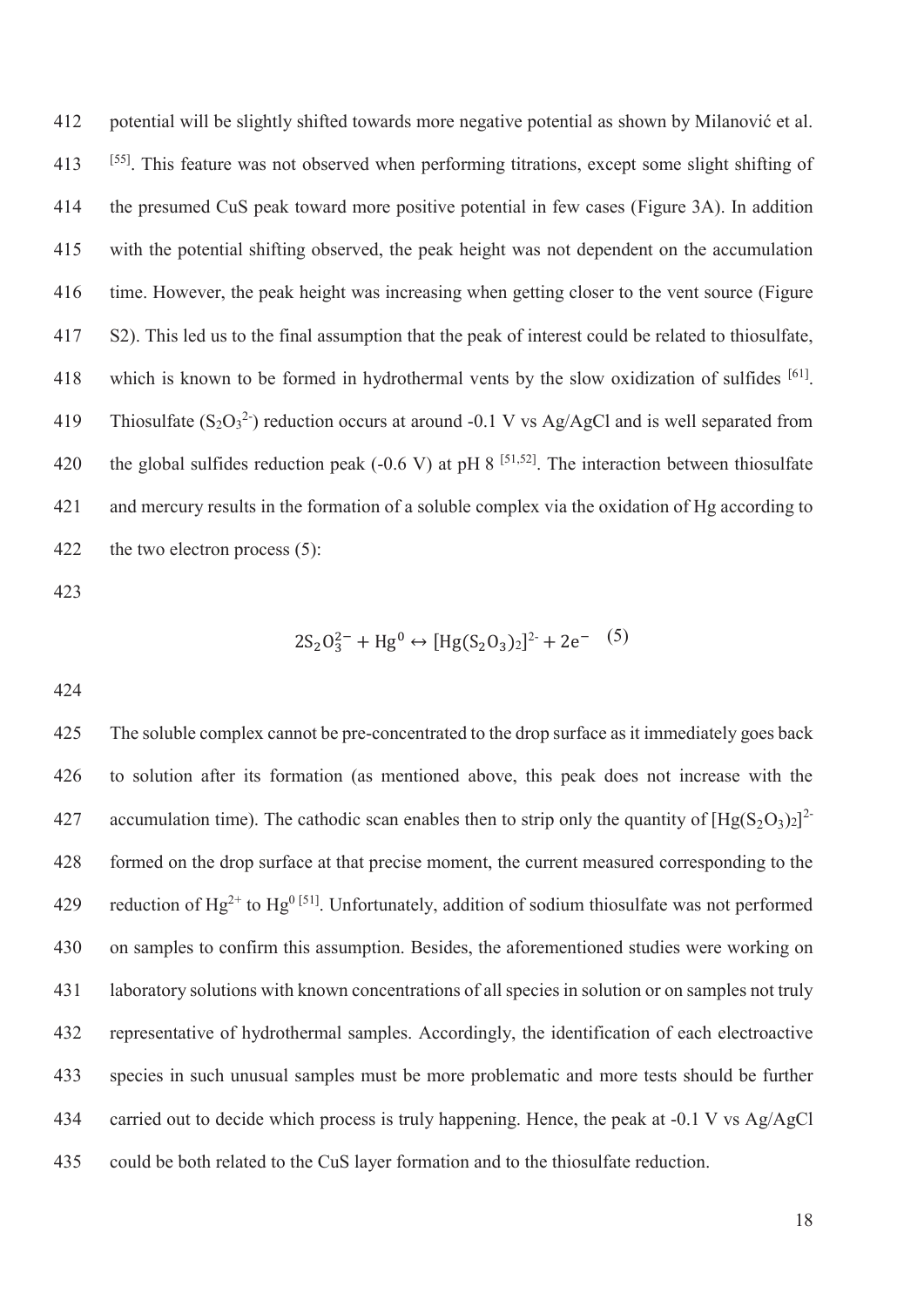potential will be slightly shifted towards more negative potential as shown by Milanović et al. [55]. This feature was not observed when performing titrations, except some slight shifting of the presumed CuS peak toward more positive potential in few cases (Figure 3A). In addition with the potential shifting observed, the peak height was not dependent on the accumulation time. However, the peak height was increasing when getting closer to the vent source (Figure S2). This led us to the final assumption that the peak of interest could be related to thiosulfate, which is known to be formed in hydrothermal vents by the slow oxidization of sulfides [61]. Thiosulfate ($S_2O_3^{2-}$) reduction occurs at around -0.1 V vs Ag/AgCl and is well separated from the global sulfides reduction peak (-0.6 V) at pH 8 [51,52]. The interaction between thiosulfate and mercury results in the formation of a soluble complex via the oxidation of Hg according to the two electron process (5):

$$2S_2O_3^{2-} + Hg^0 \leftrightarrow [Hg(S_2O_3)_2]^{2-} + 2e^- \quad (5)$$

The soluble complex cannot be pre-concentrated to the drop surface as it immediately goes back to solution after its formation (as mentioned above, this peak does not increase with the accumulation time). The cathodic scan enables then to strip only the quantity of $[Hg(S_2O_3)_2]^{2-}$ formed on the drop surface at that precise moment, the current measured corresponding to the reduction of $Hg^{2+}$ to $Hg^0$ [51]. Unfortunately, addition of sodium thiosulfate was not performed on samples to confirm this assumption. Besides, the aforementioned studies were working on laboratory solutions with known concentrations of all species in solution or on samples not truly representative of hydrothermal samples. Accordingly, the identification of each electroactive species in such unusual samples must be more problematic and more tests should be further carried out to decide which process is truly happening. Hence, the peak at -0.1 V vs Ag/AgCl could be both related to the CuS layer formation and to the thiosulfate reduction.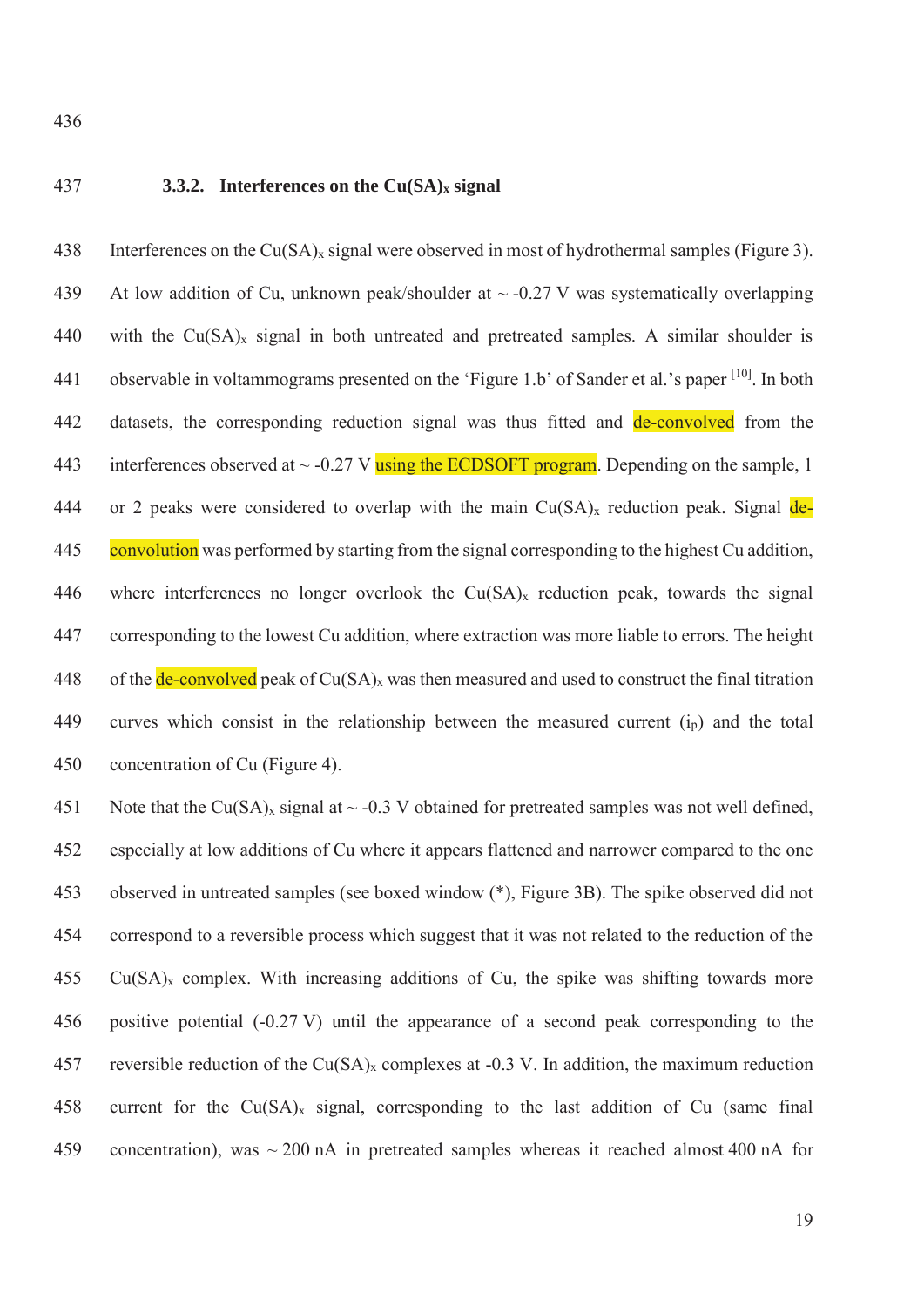### 3.3.2. Interferences on the $Cu(SA)_x$ signal

Interferences on the $Cu(SA)_x$ signal were observed in most of hydrothermal samples (Figure 3). At low addition of Cu, unknown peak/shoulder at ~ -0.27 V was systematically overlapping with the $Cu(SA)_x$ signal in both untreated and pretreated samples. A similar shoulder is observable in voltammograms presented on the 'Figure 1.b' of Sander et al.'s paper [10]. In both datasets, the corresponding reduction signal was thus fitted and de-convolved from the interferences observed at ~ -0.27 V using the ECDSOFT program. Depending on the sample, 1 or 2 peaks were considered to overlap with the main $Cu(SA)_x$ reduction peak. Signal de-convolution was performed by starting from the signal corresponding to the highest Cu addition, where interferences no longer overlook the $Cu(SA)_x$ reduction peak, towards the signal corresponding to the lowest Cu addition, where extraction was more liable to errors. The height of the de-convolved peak of $Cu(SA)_x$ was then measured and used to construct the final titration curves which consist in the relationship between the measured current ($i_p$) and the total concentration of Cu (Figure 4).

Note that the $Cu(SA)_x$ signal at ~ -0.3 V obtained for pretreated samples was not well defined, especially at low additions of Cu where it appears flattened and narrower compared to the one observed in untreated samples (see boxed window (*), Figure 3B). The spike observed did not correspond to a reversible process which suggest that it was not related to the reduction of the $Cu(SA)_x$ complex. With increasing additions of Cu, the spike was shifting towards more positive potential (-0.27 V) until the appearance of a second peak corresponding to the reversible reduction of the $Cu(SA)_x$ complexes at -0.3 V. In addition, the maximum reduction current for the $Cu(SA)_x$ signal, corresponding to the last addition of Cu (same final concentration), was ~ 200 nA in pretreated samples whereas it reached almost 400 nA for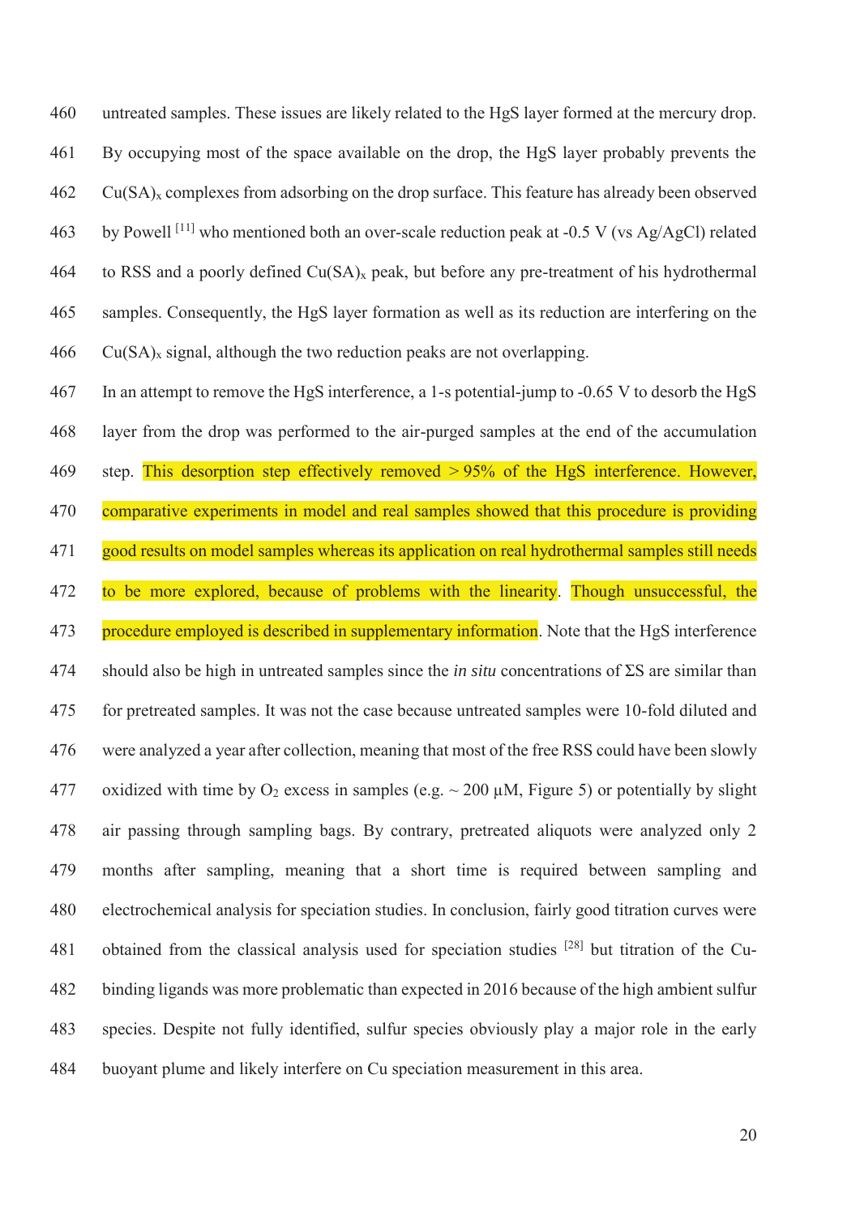untreated samples. These issues are likely related to the HgS layer formed at the mercury drop. By occupying most of the space available on the drop, the HgS layer probably prevents the $Cu(SA)_x$ complexes from adsorbing on the drop surface. This feature has already been observed by Powell [11] who mentioned both an over-scale reduction peak at -0.5 V (vs Ag/AgCl) related to RSS and a poorly defined $Cu(SA)_x$ peak, but before any pre-treatment of his hydrothermal samples. Consequently, the HgS layer formation as well as its reduction are interfering on the $Cu(SA)_x$ signal, although the two reduction peaks are not overlapping.

In an attempt to remove the HgS interference, a 1-s potential-jump to -0.65 V to desorb the HgS layer from the drop was performed to the air-purged samples at the end of the accumulation step. This desorption step effectively removed > 95% of the HgS interference. However, comparative experiments in model and real samples showed that this procedure is providing good results on model samples whereas its application on real hydrothermal samples still needs to be more explored, because of problems with the linearity. Though unsuccessful, the procedure employed is described in supplementary information. Note that the HgS interference should also be high in untreated samples since the *in situ* concentrations of ΣS are similar than for pretreated samples. It was not the case because untreated samples were 10-fold diluted and were analyzed a year after collection, meaning that most of the free RSS could have been slowly oxidized with time by $O_2$ excess in samples (e.g. ~ 200 µM, Figure 5) or potentially by slight air passing through sampling bags. By contrary, pretreated aliquots were analyzed only 2 months after sampling, meaning that a short time is required between sampling and electrochemical analysis for speciation studies. In conclusion, fairly good titration curves were obtained from the classical analysis used for speciation studies [28] but titration of the Cu-binding ligands was more problematic than expected in 2016 because of the high ambient sulfur species. Despite not fully identified, sulfur species obviously play a major role in the early buoyant plume and likely interfere on Cu speciation measurement in this area.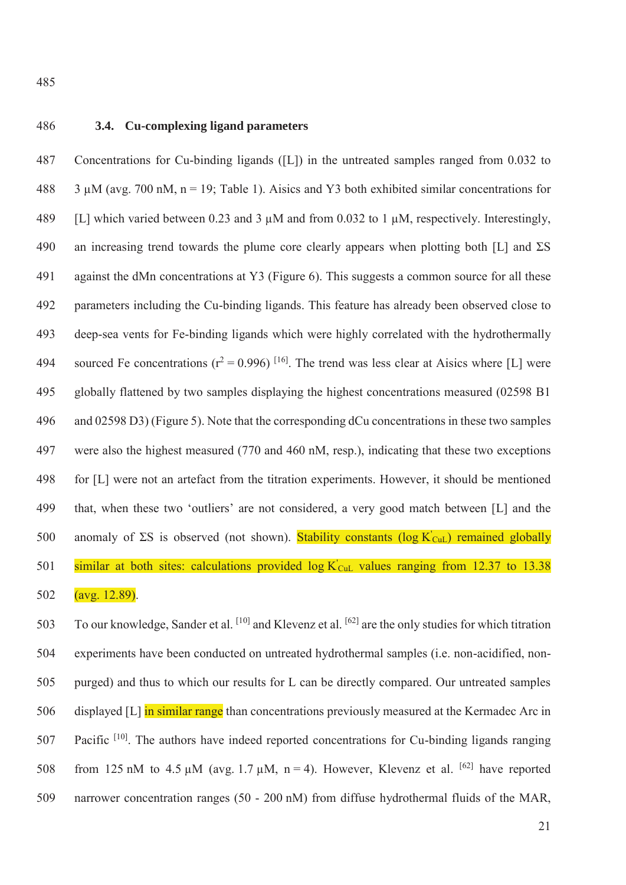### 3.4. Cu-complexing ligand parameters

Concentrations for Cu-binding ligands ([L]) in the untreated samples ranged from 0.032 to 3 µM (avg. 700 nM, n = 19; Table 1). Aisics and Y3 both exhibited similar concentrations for [L] which varied between 0.23 and 3 µM and from 0.032 to 1 µM, respectively. Interestingly, an increasing trend towards the plume core clearly appears when plotting both [L] and ΣS against the dMn concentrations at Y3 (Figure 6). This suggests a common source for all these parameters including the Cu-binding ligands. This feature has already been observed close to deep-sea vents for Fe-binding ligands which were highly correlated with the hydrothermally sourced Fe concentrations ($r^2 = 0.996$) [16]. The trend was less clear at Aisics where [L] were globally flattened by two samples displaying the highest concentrations measured (02598 B1 and 02598 D3) (Figure 5). Note that the corresponding dCu concentrations in these two samples were also the highest measured (770 and 460 nM, resp.), indicating that these two exceptions for [L] were not an artefact from the titration experiments. However, it should be mentioned that, when these two 'outliers' are not considered, a very good match between [L] and the anomaly of ΣS is observed (not shown). Stability constants (log $K'_{CuL}$) remained globally similar at both sites: calculations provided log $K'_{CuL}$ values ranging from 12.37 to 13.38 (avg. 12.89).

To our knowledge, Sander et al. [10] and Klevenz et al. [62] are the only studies for which titration experiments have been conducted on untreated hydrothermal samples (i.e. non-acidified, non-purged) and thus to which our results for L can be directly compared. Our untreated samples displayed [L] in similar range than concentrations previously measured at the Kermadec Arc in Pacific [10]. The authors have indeed reported concentrations for Cu-binding ligands ranging from 125 nM to 4.5 µM (avg. 1.7 µM, n = 4). However, Klevenz et al. [62] have reported narrower concentration ranges (50 - 200 nM) from diffuse hydrothermal fluids of the MAR,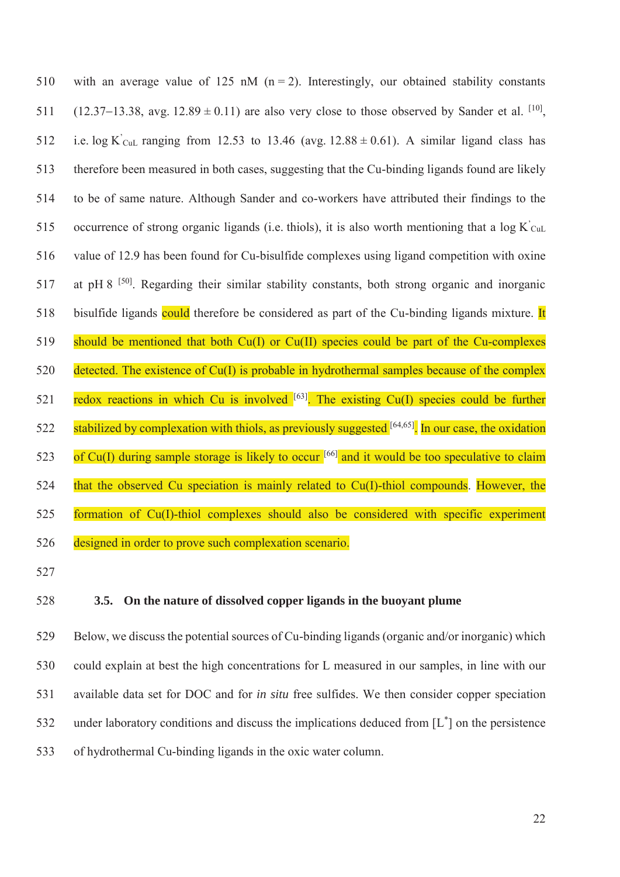with an average value of 125 nM (n = 2). Interestingly, our obtained stability constants (12.37–13.38, avg. 12.89 ± 0.11) are also very close to those observed by Sander et al. [10], i.e. log $K'_{CuL}$ ranging from 12.53 to 13.46 (avg. 12.88 ± 0.61). A similar ligand class has therefore been measured in both cases, suggesting that the Cu-binding ligands found are likely to be of same nature. Although Sander and co-workers have attributed their findings to the occurrence of strong organic ligands (i.e. thiols), it is also worth mentioning that a log $K'_{CuL}$ value of 12.9 has been found for Cu-bisulfide complexes using ligand competition with oxine at pH 8 [50]. Regarding their similar stability constants, both strong organic and inorganic bisulfide ligands could therefore be considered as part of the Cu-binding ligands mixture. It should be mentioned that both Cu(I) or Cu(II) species could be part of the Cu-complexes detected. The existence of Cu(I) is probable in hydrothermal samples because of the complex redox reactions in which Cu is involved [63]. The existing Cu(I) species could be further stabilized by complexation with thiols, as previously suggested [64,65]. In our case, the oxidation of Cu(I) during sample storage is likely to occur [66] and it would be too speculative to claim that the observed Cu speciation is mainly related to Cu(I)-thiol compounds. However, the formation of Cu(I)-thiol complexes should also be considered with specific experiment designed in order to prove such complexation scenario.

### 3.5. On the nature of dissolved copper ligands in the buoyant plume

Below, we discuss the potential sources of Cu-binding ligands (organic and/or inorganic) which could explain at best the high concentrations for L measured in our samples, in line with our available data set for DOC and for *in situ* free sulfides. We then consider copper speciation under laboratory conditions and discuss the implications deduced from [$L^*$] on the persistence of hydrothermal Cu-binding ligands in the oxic water column.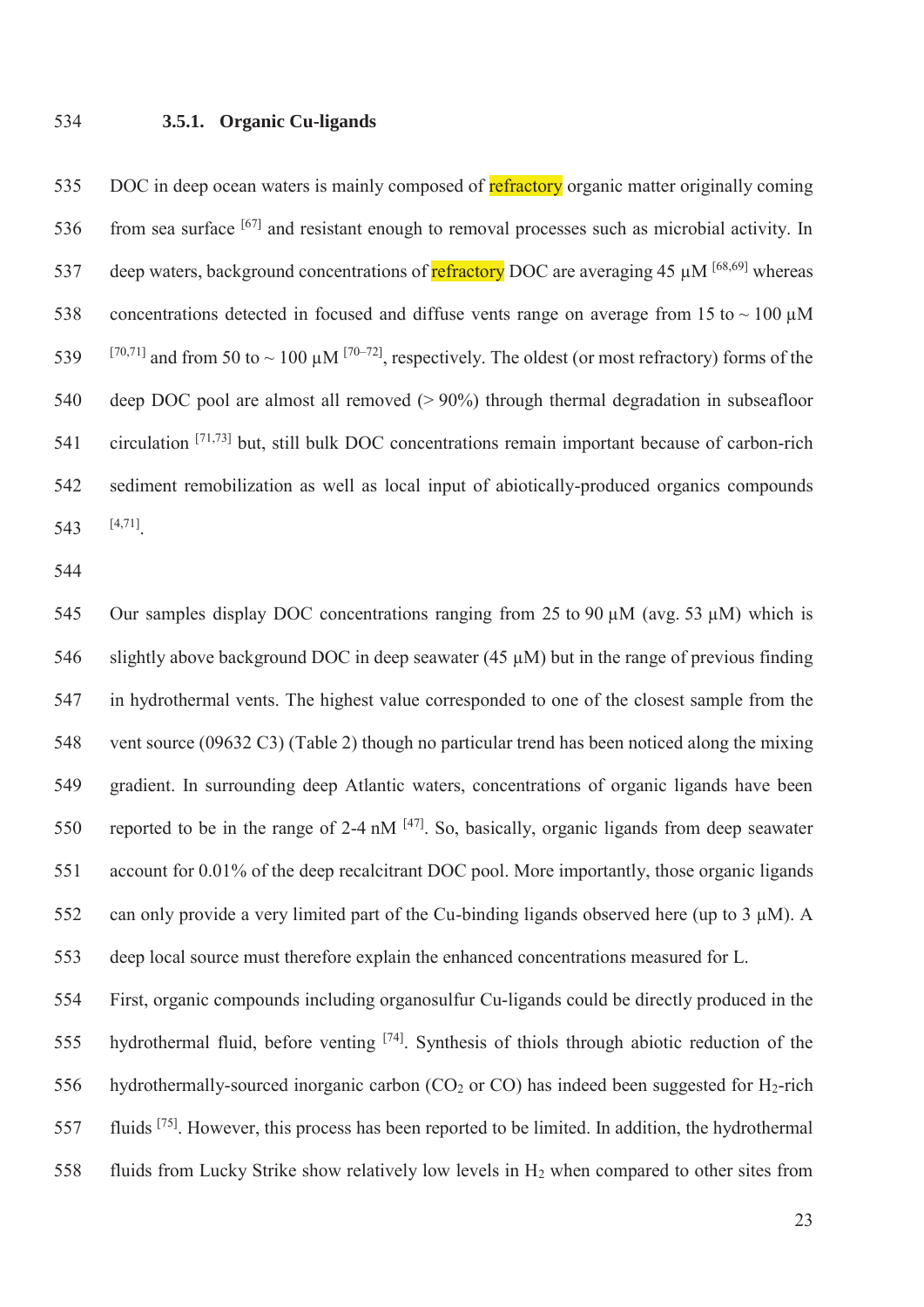#### 3.5.1. Organic Cu-ligands

DOC in deep ocean waters is mainly composed of refractory organic matter originally coming from sea surface [67] and resistant enough to removal processes such as microbial activity. In deep waters, background concentrations of refractory DOC are averaging 45 µM [68,69] whereas concentrations detected in focused and diffuse vents range on average from 15 to ~ 100 µM [70,71] and from 50 to ~ 100 µM [70–72], respectively. The oldest (or most refractory) forms of the deep DOC pool are almost all removed (> 90%) through thermal degradation in subseafloor circulation [71,73] but, still bulk DOC concentrations remain important because of carbon-rich sediment remobilization as well as local input of abiotically-produced organics compounds [4,71].

Our samples display DOC concentrations ranging from 25 to 90 µM (avg. 53 µM) which is slightly above background DOC in deep seawater (45 µM) but in the range of previous finding in hydrothermal vents. The highest value corresponded to one of the closest sample from the vent source (09632 C3) (Table 2) though no particular trend has been noticed along the mixing gradient. In surrounding deep Atlantic waters, concentrations of organic ligands have been reported to be in the range of 2-4 nM [47]. So, basically, organic ligands from deep seawater account for 0.01% of the deep recalcitrant DOC pool. More importantly, those organic ligands can only provide a very limited part of the Cu-binding ligands observed here (up to 3 µM). A deep local source must therefore explain the enhanced concentrations measured for L.

First, organic compounds including organosulfur Cu-ligands could be directly produced in the hydrothermal fluid, before venting [74]. Synthesis of thiols through abiotic reduction of the hydrothermally-sourced inorganic carbon ($CO_2$ or CO) has indeed been suggested for $H_2$-rich fluids [75]. However, this process has been reported to be limited. In addition, the hydrothermal fluids from Lucky Strike show relatively low levels in $H_2$ when compared to other sites from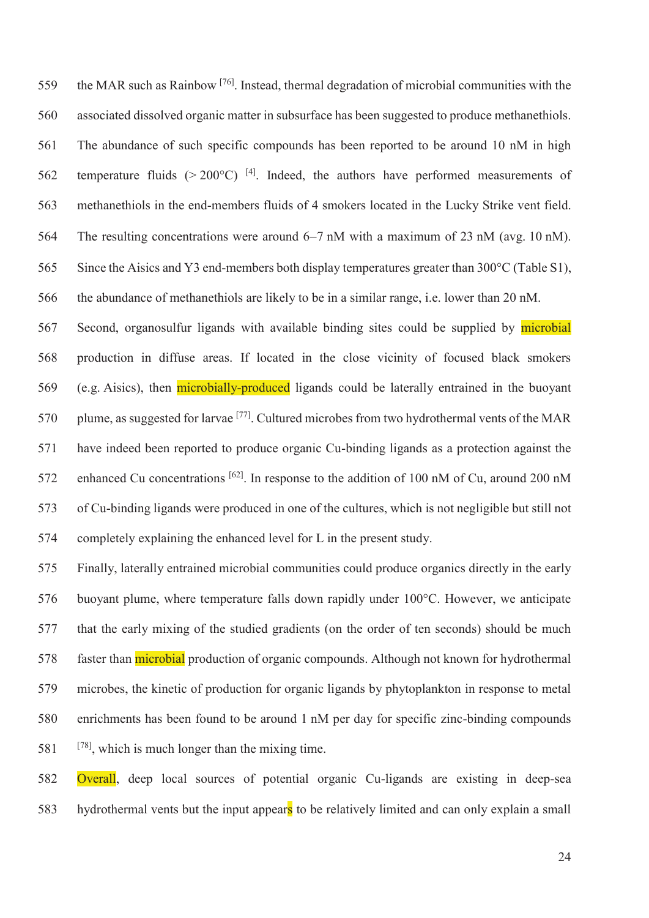the MAR such as Rainbow [76]. Instead, thermal degradation of microbial communities with the associated dissolved organic matter in subsurface has been suggested to produce methanethiols. The abundance of such specific compounds has been reported to be around 10 nM in high temperature fluids (> 200°C) [4]. Indeed, the authors have performed measurements of methanethiols in the end-members fluids of 4 smokers located in the Lucky Strike vent field. The resulting concentrations were around 6–7 nM with a maximum of 23 nM (avg. 10 nM). Since the Aisics and Y3 end-members both display temperatures greater than 300°C (Table S1), the abundance of methanethiols are likely to be in a similar range, i.e. lower than 20 nM.

Second, organosulfur ligands with available binding sites could be supplied by microbial production in diffuse areas. If located in the close vicinity of focused black smokers (e.g. Aisics), then microbially-produced ligands could be laterally entrained in the buoyant plume, as suggested for larvae [77]. Cultured microbes from two hydrothermal vents of the MAR have indeed been reported to produce organic Cu-binding ligands as a protection against the enhanced Cu concentrations [62]. In response to the addition of 100 nM of Cu, around 200 nM of Cu-binding ligands were produced in one of the cultures, which is not negligible but still not completely explaining the enhanced level for L in the present study.

Finally, laterally entrained microbial communities could produce organics directly in the early buoyant plume, where temperature falls down rapidly under 100°C. However, we anticipate that the early mixing of the studied gradients (on the order of ten seconds) should be much faster than microbial production of organic compounds. Although not known for hydrothermal microbes, the kinetic of production for organic ligands by phytoplankton in response to metal enrichments has been found to be around 1 nM per day for specific zinc-binding compounds [78], which is much longer than the mixing time.

Overall, deep local sources of potential organic Cu-ligands are existing in deep-sea hydrothermal vents but the input appears to be relatively limited and can only explain a small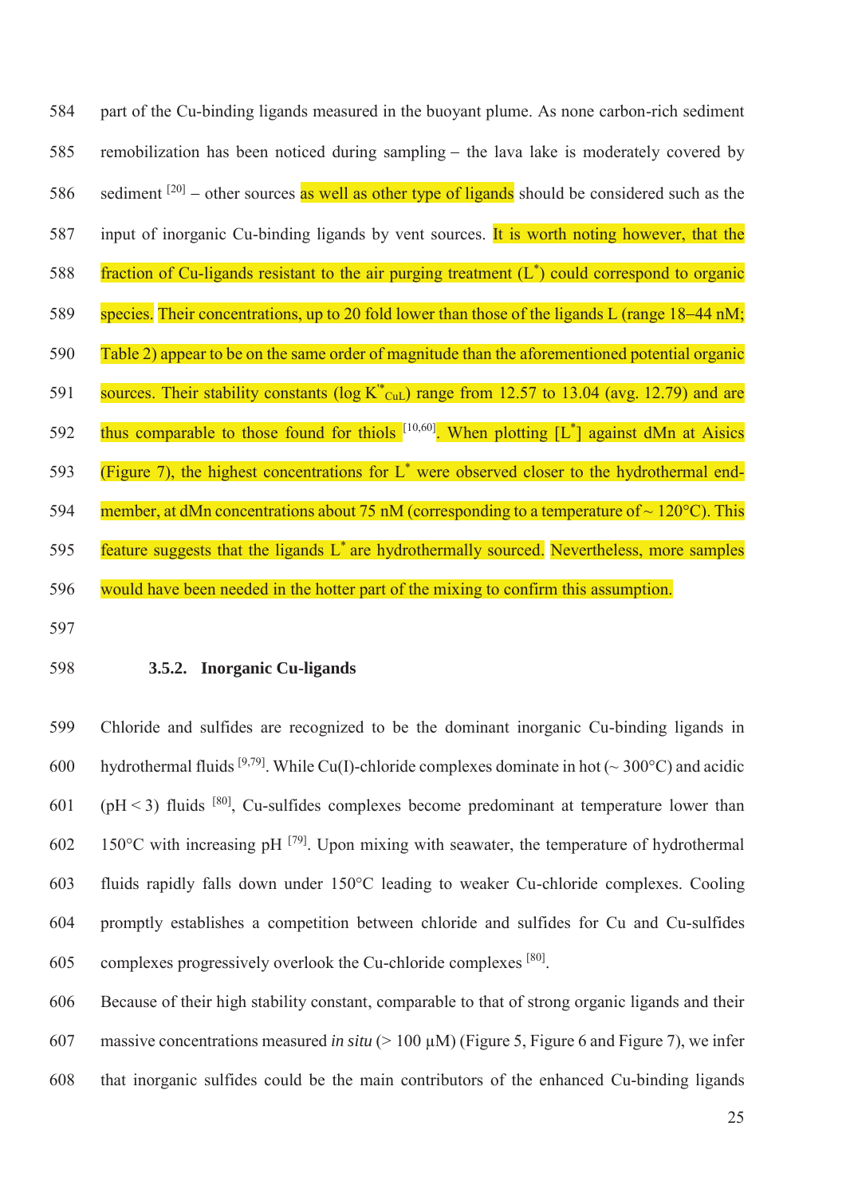part of the Cu-binding ligands measured in the buoyant plume. As none carbon-rich sediment remobilization has been noticed during sampling – the lava lake is moderately covered by sediment [20] – other sources as well as other type of ligands should be considered such as the input of inorganic Cu-binding ligands by vent sources. It is worth noting however, that the fraction of Cu-ligands resistant to the air purging treatment ($L^*$) could correspond to organic species. Their concentrations, up to 20 fold lower than those of the ligands L (range 18–44 nM; Table 2) appear to be on the same order of magnitude than the aforementioned potential organic sources. Their stability constants ($\log K^{*}_{CuL}$) range from 12.57 to 13.04 (avg. 12.79) and are thus comparable to those found for thiols [10,60]. When plotting [$L^*$] against dMn at Aisics (Figure 7), the highest concentrations for $L^*$ were observed closer to the hydrothermal end-member, at dMn concentrations about 75 nM (corresponding to a temperature of ~ 120°C). This feature suggests that the ligands $L^*$ are hydrothermally sourced. Nevertheless, more samples would have been needed in the hotter part of the mixing to confirm this assumption.

#### 3.5.2. Inorganic Cu-ligands

Chloride and sulfides are recognized to be the dominant inorganic Cu-binding ligands in hydrothermal fluids [9,79]. While Cu(I)-chloride complexes dominate in hot (~ 300°C) and acidic (pH < 3) fluids [80], Cu-sulfides complexes become predominant at temperature lower than 150°C with increasing pH [79]. Upon mixing with seawater, the temperature of hydrothermal fluids rapidly falls down under 150°C leading to weaker Cu-chloride complexes. Cooling promptly establishes a competition between chloride and sulfides for Cu and Cu-sulfides complexes progressively overlook the Cu-chloride complexes [80].

Because of their high stability constant, comparable to that of strong organic ligands and their massive concentrations measured *in situ* (> 100 µM) (Figure 5, Figure 6 and Figure 7), we infer that inorganic sulfides could be the main contributors of the enhanced Cu-binding ligands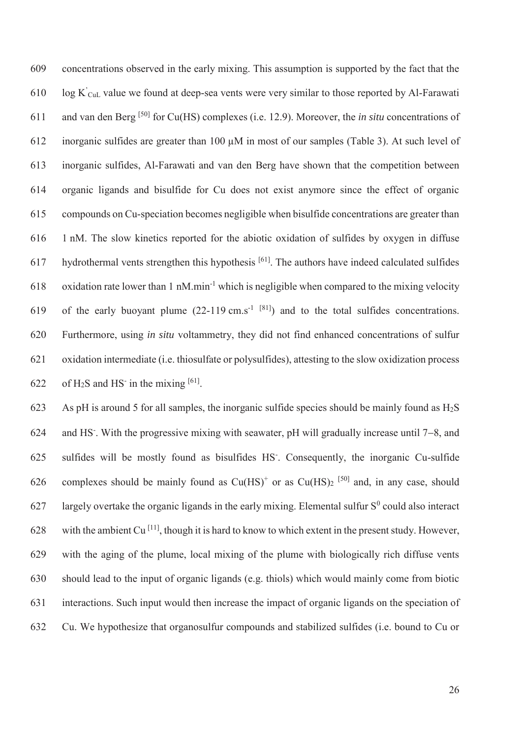concentrations observed in the early mixing. This assumption is supported by the fact that the $\log K'_{CuL}$ value we found at deep-sea vents were very similar to those reported by Al-Farawati and van den Berg [50] for Cu(HS) complexes (i.e. 12.9). Moreover, the *in situ* concentrations of inorganic sulfides are greater than 100 µM in most of our samples (Table 3). At such level of inorganic sulfides, Al-Farawati and van den Berg have shown that the competition between organic ligands and bisulfide for Cu does not exist anymore since the effect of organic compounds on Cu-speciation becomes negligible when bisulfide concentrations are greater than 1 nM. The slow kinetics reported for the abiotic oxidation of sulfides by oxygen in diffuse hydrothermal vents strengthen this hypothesis [61]. The authors have indeed calculated sulfides oxidation rate lower than 1 $nM.min^{-1}$ which is negligible when compared to the mixing velocity of the early buoyant plume (22-119 $cm.s^{-1}$ [81]) and to the total sulfides concentrations. Furthermore, using *in situ* voltammetry, they did not find enhanced concentrations of sulfur oxidation intermediate (i.e. thiosulfate or polysulfides), attesting to the slow oxidization process of $H_2S$ and $HS^-$ in the mixing [61].

As pH is around 5 for all samples, the inorganic sulfide species should be mainly found as $H_2S$ and $HS^-$. With the progressive mixing with seawater, pH will gradually increase until 7−8, and sulfides will be mostly found as bisulfides $HS^-$. Consequently, the inorganic Cu-sulfide complexes should be mainly found as $Cu(HS)^+$ or as $Cu(HS)_2$ [50] and, in any case, should largely overtake the organic ligands in the early mixing. Elemental sulfur $S^0$ could also interact with the ambient Cu [11], though it is hard to know to which extent in the present study. However, with the aging of the plume, local mixing of the plume with biologically rich diffuse vents should lead to the input of organic ligands (e.g. thiols) which would mainly come from biotic interactions. Such input would then increase the impact of organic ligands on the speciation of Cu. We hypothesize that organosulfur compounds and stabilized sulfides (i.e. bound to Cu or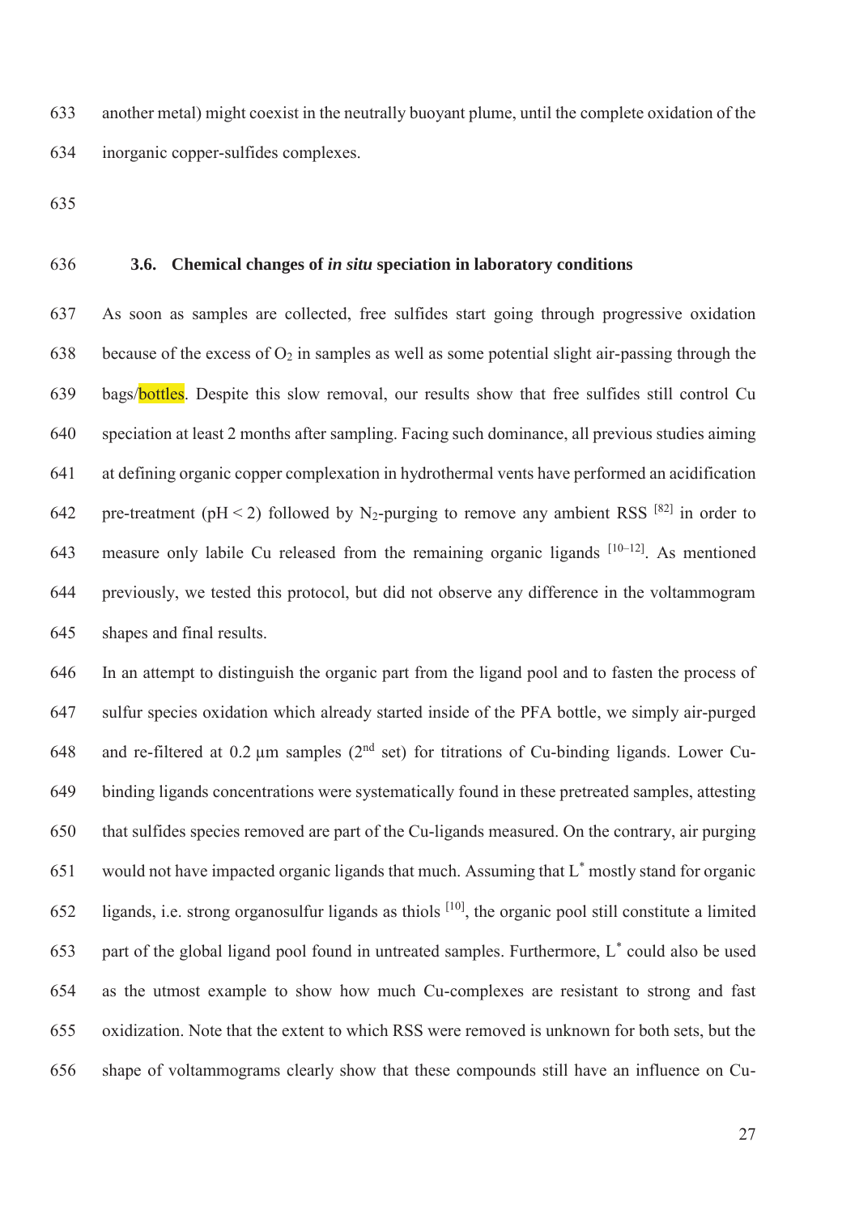another metal) might coexist in the neutrally buoyant plume, until the complete oxidation of the inorganic copper-sulfides complexes.

### 3.6. Chemical changes of *in situ* speciation in laboratory conditions

As soon as samples are collected, free sulfides start going through progressive oxidation because of the excess of $O_2$ in samples as well as some potential slight air-passing through the bags/bottles. Despite this slow removal, our results show that free sulfides still control Cu speciation at least 2 months after sampling. Facing such dominance, all previous studies aiming at defining organic copper complexation in hydrothermal vents have performed an acidification pre-treatment ($pH < 2$) followed by $N_2$-purging to remove any ambient RSS [82] in order to measure only labile Cu released from the remaining organic ligands [10–12]. As mentioned previously, we tested this protocol, but did not observe any difference in the voltammogram shapes and final results.

In an attempt to distinguish the organic part from the ligand pool and to fasten the process of sulfur species oxidation which already started inside of the PFA bottle, we simply air-purged and re-filtered at 0.2 µm samples (2nd set) for titrations of Cu-binding ligands. Lower Cu-binding ligands concentrations were systematically found in these pretreated samples, attesting that sulfides species removed are part of the Cu-ligands measured. On the contrary, air purging would not have impacted organic ligands that much. Assuming that $L^*$ mostly stand for organic ligands, i.e. strong organosulfur ligands as thiols [10], the organic pool still constitute a limited part of the global ligand pool found in untreated samples. Furthermore, $L^*$ could also be used as the utmost example to show how much Cu-complexes are resistant to strong and fast oxidization. Note that the extent to which RSS were removed is unknown for both sets, but the shape of voltammograms clearly show that these compounds still have an influence on Cu-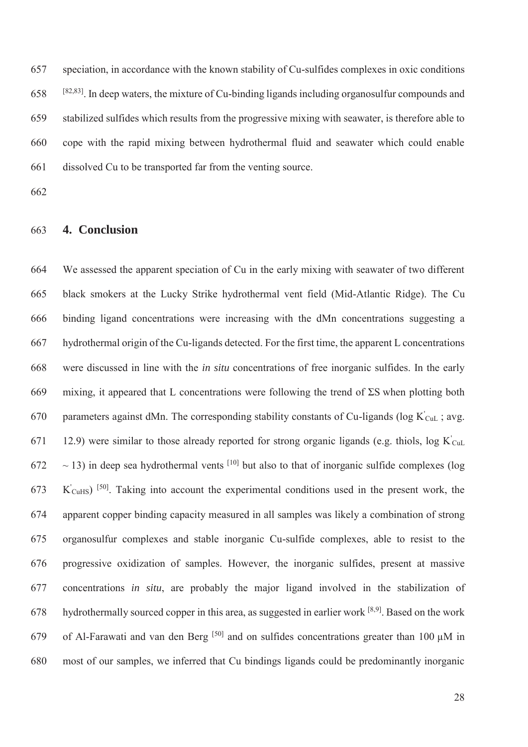speciation, in accordance with the known stability of Cu-sulfides complexes in oxic conditions [82,83]. In deep waters, the mixture of Cu-binding ligands including organosulfur compounds and stabilized sulfides which results from the progressive mixing with seawater, is therefore able to cope with the rapid mixing between hydrothermal fluid and seawater which could enable dissolved Cu to be transported far from the venting source.

## 4. Conclusion

We assessed the apparent speciation of Cu in the early mixing with seawater of two different black smokers at the Lucky Strike hydrothermal vent field (Mid-Atlantic Ridge). The Cu binding ligand concentrations were increasing with the dMn concentrations suggesting a hydrothermal origin of the Cu-ligands detected. For the first time, the apparent L concentrations were discussed in line with the *in situ* concentrations of free inorganic sulfides. In the early mixing, it appeared that L concentrations were following the trend of ΣS when plotting both parameters against dMn. The corresponding stability constants of Cu-ligands (log $K'_{CuL}$ ; avg. 12.9) were similar to those already reported for strong organic ligands (e.g. thiols, log $K'_{CuL}$ ~ 13) in deep sea hydrothermal vents [10] but also to that of inorganic sulfide complexes (log $K'_{CuHS}$) [50]. Taking into account the experimental conditions used in the present work, the apparent copper binding capacity measured in all samples was likely a combination of strong organosulfur complexes and stable inorganic Cu-sulfide complexes, able to resist to the progressive oxidization of samples. However, the inorganic sulfides, present at massive concentrations *in situ*, are probably the major ligand involved in the stabilization of hydrothermally sourced copper in this area, as suggested in earlier work [8,9]. Based on the work of Al-Farawati and van den Berg [50] and on sulfides concentrations greater than 100 µM in most of our samples, we inferred that Cu bindings ligands could be predominantly inorganic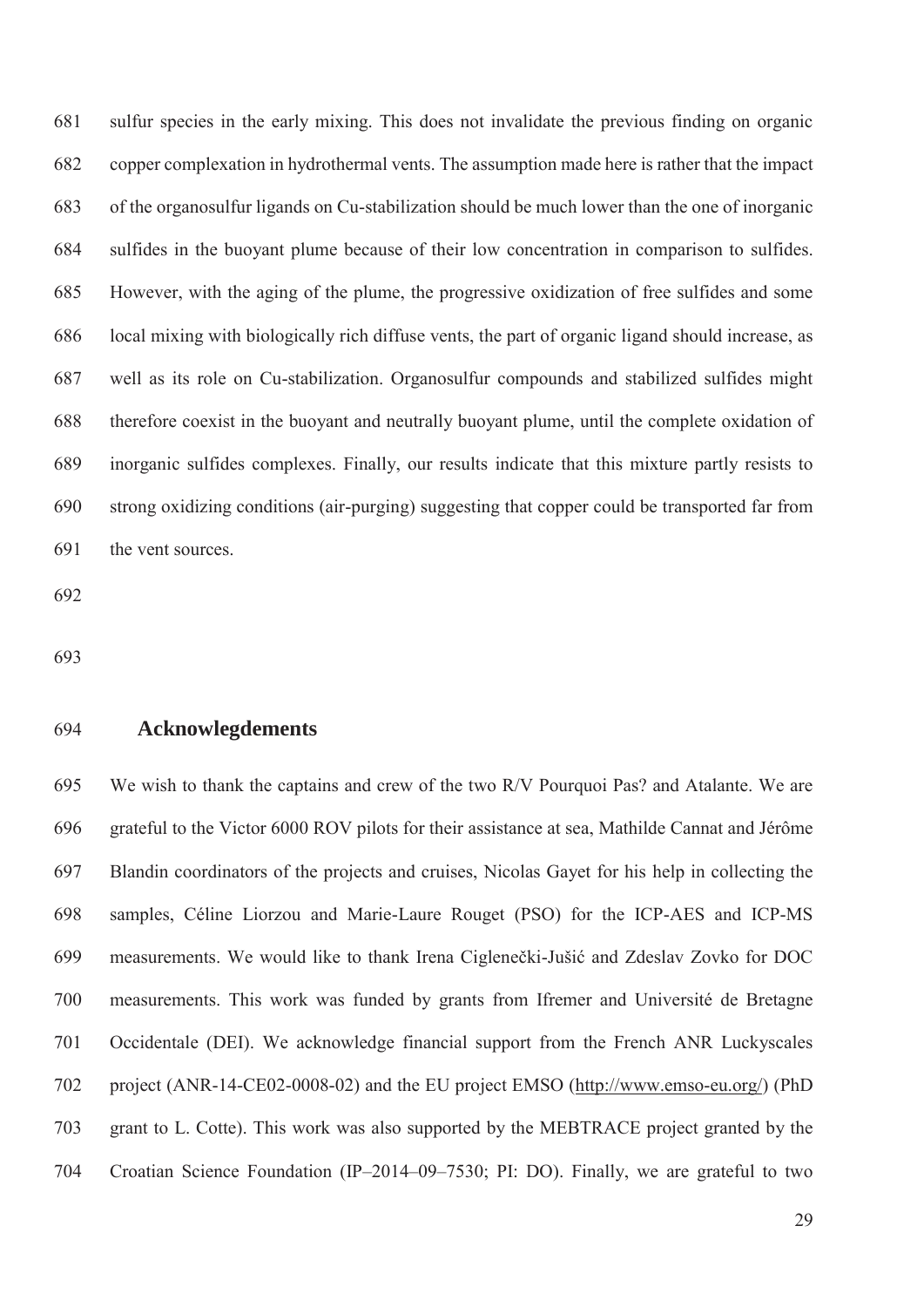sulfur species in the early mixing. This does not invalidate the previous finding on organic copper complexation in hydrothermal vents. The assumption made here is rather that the impact of the organosulfur ligands on Cu-stabilization should be much lower than the one of inorganic sulfides in the buoyant plume because of their low concentration in comparison to sulfides. However, with the aging of the plume, the progressive oxidization of free sulfides and some local mixing with biologically rich diffuse vents, the part of organic ligand should increase, as well as its role on Cu-stabilization. Organosulfur compounds and stabilized sulfides might therefore coexist in the buoyant and neutrally buoyant plume, until the complete oxidation of inorganic sulfides complexes. Finally, our results indicate that this mixture partly resists to strong oxidizing conditions (air-purging) suggesting that copper could be transported far from the vent sources.

## Acknowlegdements

We wish to thank the captains and crew of the two R/V Pourquoi Pas? and Atalante. We are grateful to the Victor 6000 ROV pilots for their assistance at sea, Mathilde Cannat and Jérôme Blandin coordinators of the projects and cruises, Nicolas Gayet for his help in collecting the samples, Céline Liorzou and Marie-Laure Rouget (PSO) for the ICP-AES and ICP-MS measurements. We would like to thank Irena Ciglenečki-Jušić and Zdeslav Zovko for DOC measurements. This work was funded by grants from Ifremer and Université de Bretagne Occidentale (DEI). We acknowledge financial support from the French ANR Luckyscales project (ANR-14-CE02-0008-02) and the EU project EMSO (http://www.emso-eu.org/) (PhD grant to L. Cotte). This work was also supported by the MEBTRACE project granted by the Croatian Science Foundation (IP–2014–09–7530; PI: DO). Finally, we are grateful to two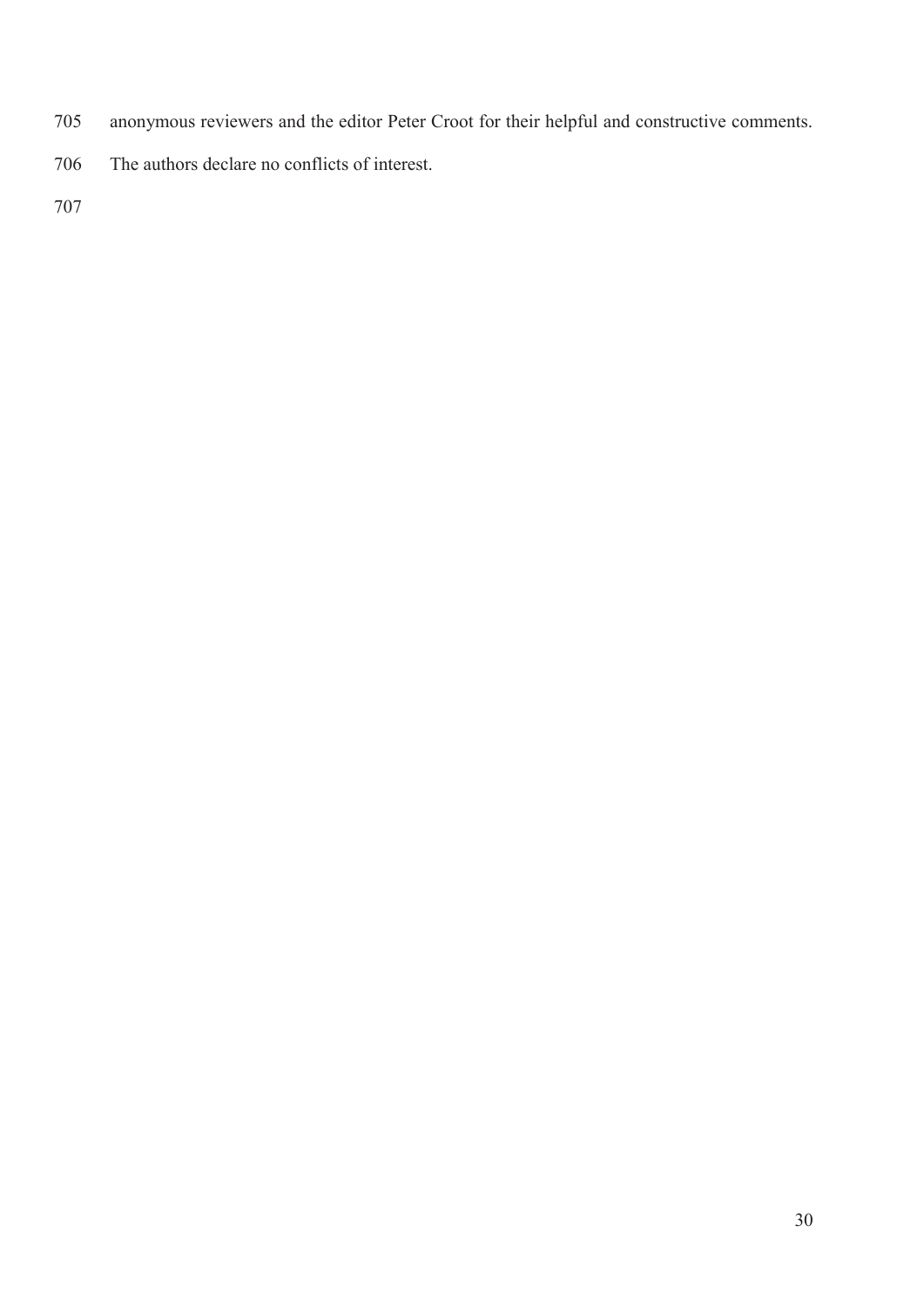anonymous reviewers and the editor Peter Croot for their helpful and constructive comments.

The authors declare no conflicts of interest.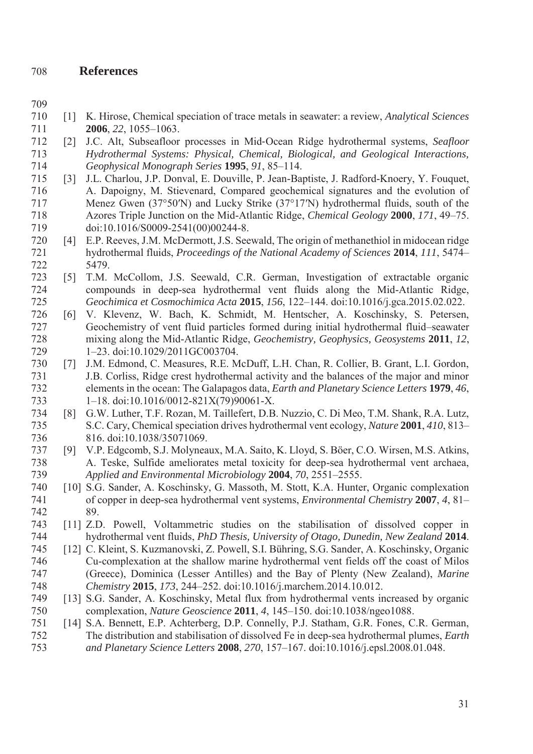# References

[1] K. Hirose, Chemical speciation of trace metals in seawater: a review, *Analytical Sciences* **2006**, *22*, 1055–1063.

[2] J.C. Alt, Subseafloor processes in Mid-Ocean Ridge hydrothermal systems, *Seafloor Hydrothermal Systems: Physical, Chemical, Biological, and Geological Interactions, Geophysical Monograph Series* **1995**, *91*, 85–114.

[3] J.L. Charlou, J.P. Donval, E. Douville, P. Jean-Baptiste, J. Radford-Knoery, Y. Fouquet, A. Dapoigny, M. Stievenard, Compared geochemical signatures and the evolution of Menez Gwen (37°50′N) and Lucky Strike (37°17′N) hydrothermal fluids, south of the Azores Triple Junction on the Mid-Atlantic Ridge, *Chemical Geology* **2000**, *171*, 49–75. doi:10.1016/S0009-2541(00)00244-8.

[4] E.P. Reeves, J.M. McDermott, J.S. Seewald, The origin of methanethiol in midocean ridge hydrothermal fluids, *Proceedings of the National Academy of Sciences* **2014**, *111*, 5474–5479.

[5] T.M. McCollom, J.S. Seewald, C.R. German, Investigation of extractable organic compounds in deep-sea hydrothermal vent fluids along the Mid-Atlantic Ridge, *Geochimica et Cosmochimica Acta* **2015**, *156*, 122–144. doi:10.1016/j.gca.2015.02.022.

[6] V. Klevenz, W. Bach, K. Schmidt, M. Hentscher, A. Koschinsky, S. Petersen, Geochemistry of vent fluid particles formed during initial hydrothermal fluid–seawater mixing along the Mid-Atlantic Ridge, *Geochemistry, Geophysics, Geosystems* **2011**, *12*, 1–23. doi:10.1029/2011GC003704.

[7] J.M. Edmond, C. Measures, R.E. McDuff, L.H. Chan, R. Collier, B. Grant, L.I. Gordon, J.B. Corliss, Ridge crest hydrothermal activity and the balances of the major and minor elements in the ocean: The Galapagos data, *Earth and Planetary Science Letters* **1979**, *46*, 1–18. doi:10.1016/0012-821X(79)90061-X.

[8] G.W. Luther, T.F. Rozan, M. Taillefert, D.B. Nuzzio, C. Di Meo, T.M. Shank, R.A. Lutz, S.C. Cary, Chemical speciation drives hydrothermal vent ecology, *Nature* **2001**, *410*, 813–816. doi:10.1038/35071069.

[9] V.P. Edgcomb, S.J. Molyneaux, M.A. Saito, K. Lloyd, S. Böer, C.O. Wirsen, M.S. Atkins, A. Teske, Sulfide ameliorates metal toxicity for deep-sea hydrothermal vent archaea, *Applied and Environmental Microbiology* **2004**, *70*, 2551–2555.

[10] S.G. Sander, A. Koschinsky, G. Massoth, M. Stott, K.A. Hunter, Organic complexation of copper in deep-sea hydrothermal vent systems, *Environmental Chemistry* **2007**, *4*, 81–89.

[11] Z.D. Powell, Voltammetric studies on the stabilisation of dissolved copper in hydrothermal vent fluids, *PhD Thesis, University of Otago, Dunedin, New Zealand* **2014**.

[12] C. Kleint, S. Kuzmanovski, Z. Powell, S.I. Bühring, S.G. Sander, A. Koschinsky, Organic Cu-complexation at the shallow marine hydrothermal vent fields off the coast of Milos (Greece), Dominica (Lesser Antilles) and the Bay of Plenty (New Zealand), *Marine Chemistry* **2015**, *173*, 244–252. doi:10.1016/j.marchem.2014.10.012.

[13] S.G. Sander, A. Koschinsky, Metal flux from hydrothermal vents increased by organic complexation, *Nature Geoscience* **2011**, *4*, 145–150. doi:10.1038/ngeo1088.

[14] S.A. Bennett, E.P. Achterberg, D.P. Connelly, P.J. Statham, G.R. Fones, C.R. German, The distribution and stabilisation of dissolved Fe in deep-sea hydrothermal plumes, *Earth and Planetary Science Letters* **2008**, *270*, 157–167. doi:10.1016/j.epsl.2008.01.048.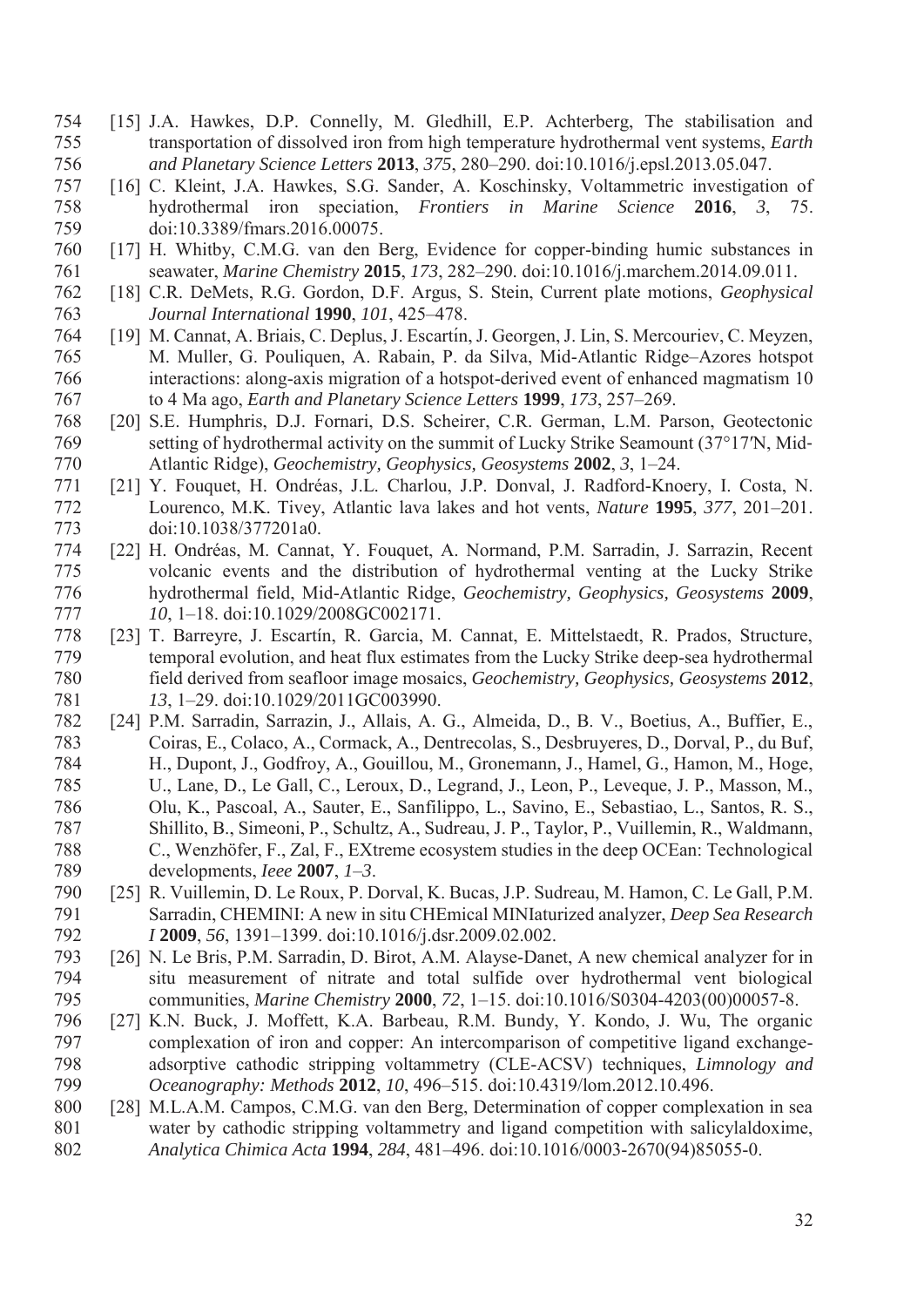[15] J.A. Hawkes, D.P. Connelly, M. Gledhill, E.P. Achterberg, The stabilisation and transportation of dissolved iron from high temperature hydrothermal vent systems, *Earth and Planetary Science Letters* **2013**, *375*, 280–290. doi:10.1016/j.epsl.2013.05.047.

[16] C. Kleint, J.A. Hawkes, S.G. Sander, A. Koschinsky, Voltammetric investigation of hydrothermal iron speciation, *Frontiers in Marine Science* **2016**, *3*, 75. doi:10.3389/fmars.2016.00075.

[17] H. Whitby, C.M.G. van den Berg, Evidence for copper-binding humic substances in seawater, *Marine Chemistry* **2015**, *173*, 282–290. doi:10.1016/j.marchem.2014.09.011.

[18] C.R. DeMets, R.G. Gordon, D.F. Argus, S. Stein, Current plate motions, *Geophysical Journal International* **1990**, *101*, 425–478.

[19] M. Cannat, A. Briais, C. Deplus, J. Escartín, J. Georgen, J. Lin, S. Mercouriev, C. Meyzen, M. Muller, G. Pouliquen, A. Rabain, P. da Silva, Mid-Atlantic Ridge–Azores hotspot interactions: along-axis migration of a hotspot-derived event of enhanced magmatism 10 to 4 Ma ago, *Earth and Planetary Science Letters* **1999**, *173*, 257–269.

[20] S.E. Humphris, D.J. Fornari, D.S. Scheirer, C.R. German, L.M. Parson, Geotectonic setting of hydrothermal activity on the summit of Lucky Strike Seamount (37°17′N, Mid-Atlantic Ridge), *Geochemistry, Geophysics, Geosystems* **2002**, *3*, 1–24.

[21] Y. Fouquet, H. Ondréas, J.L. Charlou, J.P. Donval, J. Radford-Knoery, I. Costa, N. Lourenco, M.K. Tivey, Atlantic lava lakes and hot vents, *Nature* **1995**, *377*, 201–201. doi:10.1038/377201a0.

[22] H. Ondréas, M. Cannat, Y. Fouquet, A. Normand, P.M. Sarradin, J. Sarrazin, Recent volcanic events and the distribution of hydrothermal venting at the Lucky Strike hydrothermal field, Mid-Atlantic Ridge, *Geochemistry, Geophysics, Geosystems* **2009**, *10*, 1–18. doi:10.1029/2008GC002171.

[23] T. Barreyre, J. Escartín, R. Garcia, M. Cannat, E. Mittelstaedt, R. Prados, Structure, temporal evolution, and heat flux estimates from the Lucky Strike deep-sea hydrothermal field derived from seafloor image mosaics, *Geochemistry, Geophysics, Geosystems* **2012**, *13*, 1–29. doi:10.1029/2011GC003990.

[24] P.M. Sarradin, Sarrazin, J., Allais, A. G., Almeida, D., B. V., Boetius, A., Buffier, E., Coiras, E., Colaco, A., Cormack, A., Dentrecolas, S., Desbruyeres, D., Dorval, P., du Buf, H., Dupont, J., Godfroy, A., Gouillou, M., Gronemann, J., Hamel, G., Hamon, M., Hoge, U., Lane, D., Le Gall, C., Leroux, D., Legrand, J., Leon, P., Leveque, J. P., Masson, M., Olu, K., Pascoal, A., Sauter, E., Sanfilippo, L., Savino, E., Sebastiao, L., Santos, R. S., Shillito, B., Simeoni, P., Schultz, A., Sudreau, J. P., Taylor, P., Vuillemin, R., Waldmann, C., Wenzhöfer, F., Zal, F., EXtreme ecosystem studies in the deep OCEan: Technological developments, *Ieee* **2007**, *1–3*.

[25] R. Vuillemin, D. Le Roux, P. Dorval, K. Bucas, J.P. Sudreau, M. Hamon, C. Le Gall, P.M. Sarradin, CHEMINI: A new in situ CHEmical MINIaturized analyzer, *Deep Sea Research I* **2009**, *56*, 1391–1399. doi:10.1016/j.dsr.2009.02.002.

[26] N. Le Bris, P.M. Sarradin, D. Birot, A.M. Alayse-Danet, A new chemical analyzer for in situ measurement of nitrate and total sulfide over hydrothermal vent biological communities, *Marine Chemistry* **2000**, *72*, 1–15. doi:10.1016/S0304-4203(00)00057-8.

[27] K.N. Buck, J. Moffett, K.A. Barbeau, R.M. Bundy, Y. Kondo, J. Wu, The organic complexation of iron and copper: An intercomparison of competitive ligand exchange-adsorptive cathodic stripping voltammetry (CLE-ACSV) techniques, *Limnology and Oceanography: Methods* **2012**, *10*, 496–515. doi:10.4319/lom.2012.10.496.

[28] M.L.A.M. Campos, C.M.G. van den Berg, Determination of copper complexation in sea water by cathodic stripping voltammetry and ligand competition with salicylaldoxime, *Analytica Chimica Acta* **1994**, *284*, 481–496. doi:10.1016/0003-2670(94)85055-0.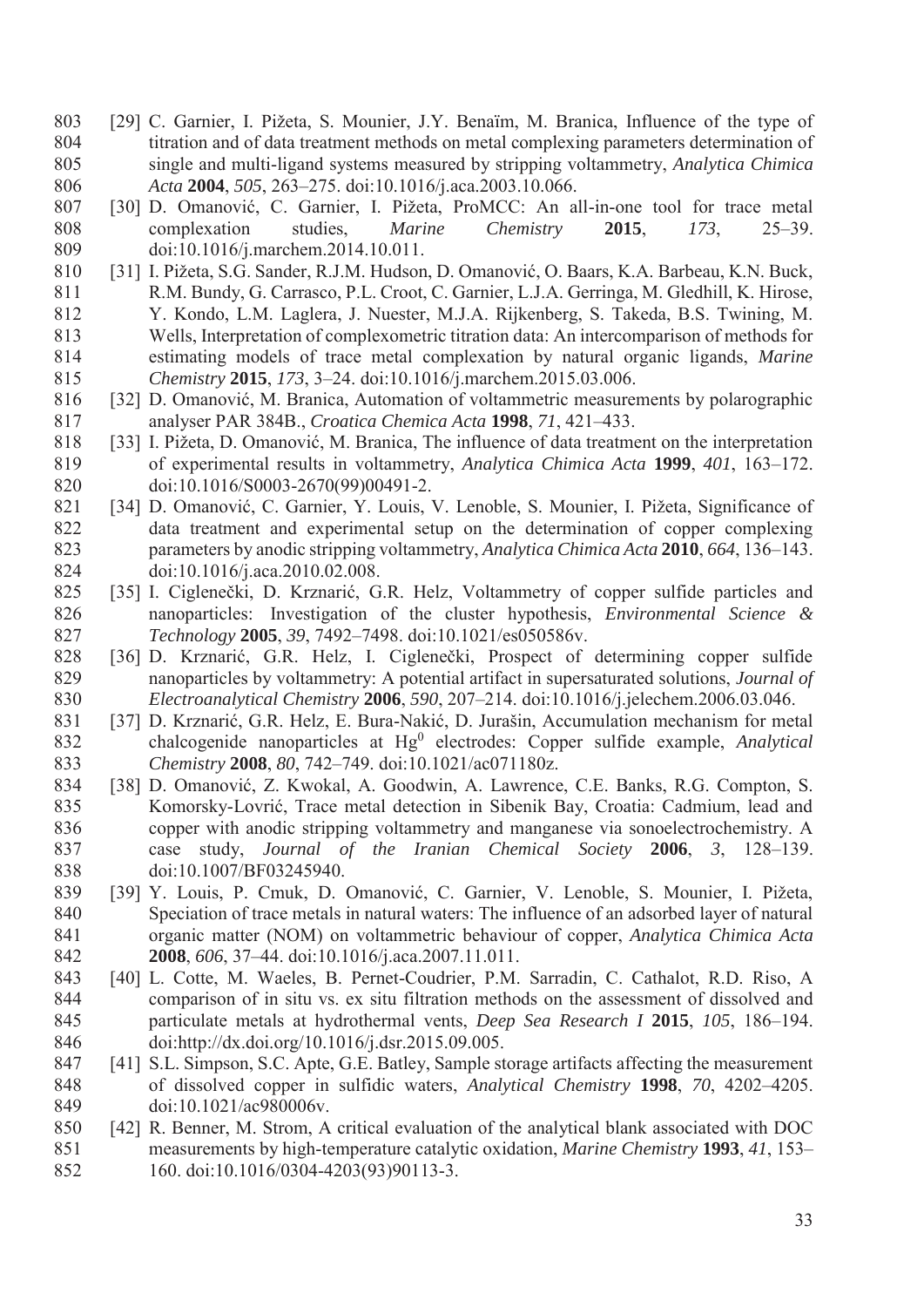[29] C. Garnier, I. Pižeta, S. Mounier, J.Y. Benaïm, M. Branica, Influence of the type of titration and of data treatment methods on metal complexing parameters determination of single and multi-ligand systems measured by stripping voltammetry, *Analytica Chimica Acta* **2004**, *505*, 263–275. doi:10.1016/j.aca.2003.10.066.

[30] D. Omanović, C. Garnier, I. Pižeta, ProMCC: An all-in-one tool for trace metal complexation studies, *Marine Chemistry* **2015**, *173*, 25–39. doi:10.1016/j.marchem.2014.10.011.

[31] I. Pižeta, S.G. Sander, R.J.M. Hudson, D. Omanović, O. Baars, K.A. Barbeau, K.N. Buck, R.M. Bundy, G. Carrasco, P.L. Croot, C. Garnier, L.J.A. Gerringa, M. Gledhill, K. Hirose, Y. Kondo, L.M. Laglera, J. Nuester, M.J.A. Rijkenberg, S. Takeda, B.S. Twining, M. Wells, Interpretation of complexometric titration data: An intercomparison of methods for estimating models of trace metal complexation by natural organic ligands, *Marine Chemistry* **2015**, *173*, 3–24. doi:10.1016/j.marchem.2015.03.006.

[32] D. Omanović, M. Branica, Automation of voltammetric measurements by polarographic analyser PAR 384B., *Croatica Chemica Acta* **1998**, *71*, 421–433.

[33] I. Pižeta, D. Omanović, M. Branica, The influence of data treatment on the interpretation of experimental results in voltammetry, *Analytica Chimica Acta* **1999**, *401*, 163–172. doi:10.1016/S0003-2670(99)00491-2.

[34] D. Omanović, C. Garnier, Y. Louis, V. Lenoble, S. Mounier, I. Pižeta, Significance of data treatment and experimental setup on the determination of copper complexing parameters by anodic stripping voltammetry, *Analytica Chimica Acta* **2010**, *664*, 136–143. doi:10.1016/j.aca.2010.02.008.

[35] I. Ciglenečki, D. Krznarić, G.R. Helz, Voltammetry of copper sulfide particles and nanoparticles: Investigation of the cluster hypothesis, *Environmental Science & Technology* **2005**, *39*, 7492–7498. doi:10.1021/es050586v.

[36] D. Krznarić, G.R. Helz, I. Ciglenečki, Prospect of determining copper sulfide nanoparticles by voltammetry: A potential artifact in supersaturated solutions, *Journal of Electroanalytical Chemistry* **2006**, *590*, 207–214. doi:10.1016/j.jelechem.2006.03.046.

[37] D. Krznarić, G.R. Helz, E. Bura-Nakić, D. Jurašin, Accumulation mechanism for metal chalcogenide nanoparticles at $Hg^0$ electrodes: Copper sulfide example, *Analytical Chemistry* **2008**, *80*, 742–749. doi:10.1021/ac071180z.

[38] D. Omanović, Z. Kwokal, A. Goodwin, A. Lawrence, C.E. Banks, R.G. Compton, S. Komorsky-Lovrić, Trace metal detection in Sibenik Bay, Croatia: Cadmium, lead and copper with anodic stripping voltammetry and manganese via sonoelectrochemistry. A case study, *Journal of the Iranian Chemical Society* **2006**, *3*, 128–139. doi:10.1007/BF03245940.

[39] Y. Louis, P. Cmuk, D. Omanović, C. Garnier, V. Lenoble, S. Mounier, I. Pižeta, Speciation of trace metals in natural waters: The influence of an adsorbed layer of natural organic matter (NOM) on voltammetric behaviour of copper, *Analytica Chimica Acta* **2008**, *606*, 37–44. doi:10.1016/j.aca.2007.11.011.

[40] L. Cotte, M. Waeles, B. Pernet-Coudrier, P.M. Sarradin, C. Cathalot, R.D. Riso, A comparison of in situ vs. ex situ filtration methods on the assessment of dissolved and particulate metals at hydrothermal vents, *Deep Sea Research I* **2015**, *105*, 186–194. doi:http://dx.doi.org/10.1016/j.dsr.2015.09.005.

[41] S.L. Simpson, S.C. Apte, G.E. Batley, Sample storage artifacts affecting the measurement of dissolved copper in sulfidic waters, *Analytical Chemistry* **1998**, *70*, 4202–4205. doi:10.1021/ac980006v.

[42] R. Benner, M. Strom, A critical evaluation of the analytical blank associated with DOC measurements by high-temperature catalytic oxidation, *Marine Chemistry* **1993**, *41*, 153–160. doi:10.1016/0304-4203(93)90113-3.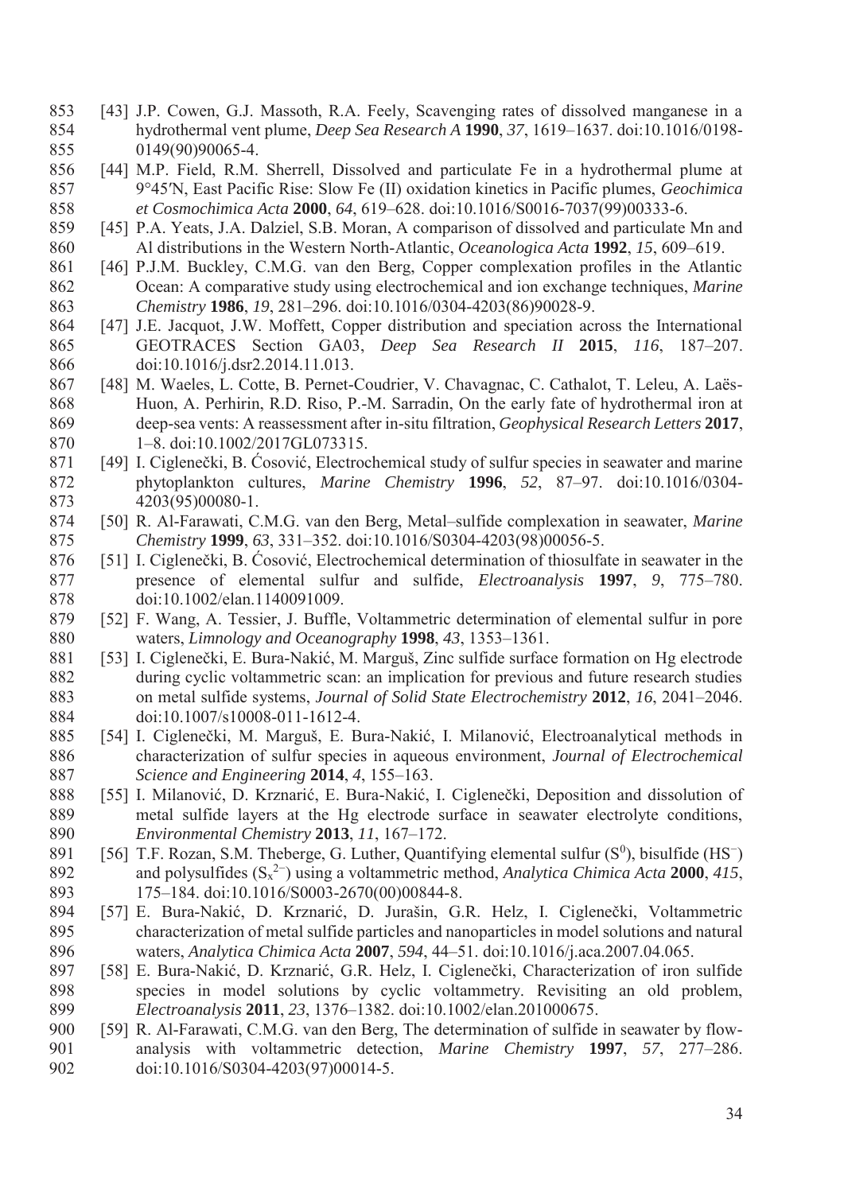[43] J.P. Cowen, G.J. Massoth, R.A. Feely, Scavenging rates of dissolved manganese in a hydrothermal vent plume, *Deep Sea Research A* **1990**, *37*, 1619–1637. doi:10.1016/0198-0149(90)90065-4.

[44] M.P. Field, R.M. Sherrell, Dissolved and particulate Fe in a hydrothermal plume at 9°45′N, East Pacific Rise: Slow Fe (II) oxidation kinetics in Pacific plumes, *Geochimica et Cosmochimica Acta* **2000**, *64*, 619–628. doi:10.1016/S0016-7037(99)00333-6.

[45] P.A. Yeats, J.A. Dalziel, S.B. Moran, A comparison of dissolved and particulate Mn and Al distributions in the Western North-Atlantic, *Oceanologica Acta* **1992**, *15*, 609–619.

[46] P.J.M. Buckley, C.M.G. van den Berg, Copper complexation profiles in the Atlantic Ocean: A comparative study using electrochemical and ion exchange techniques, *Marine Chemistry* **1986**, *19*, 281–296. doi:10.1016/0304-4203(86)90028-9.

[47] J.E. Jacquot, J.W. Moffett, Copper distribution and speciation across the International GEOTRACES Section GA03, *Deep Sea Research II* **2015**, *116*, 187–207. doi:10.1016/j.dsr2.2014.11.013.

[48] M. Waeles, L. Cotte, B. Pernet-Coudrier, V. Chavagnac, C. Cathalot, T. Leleu, A. Laës-Huon, A. Perhirin, R.D. Riso, P.-M. Sarradin, On the early fate of hydrothermal iron at deep-sea vents: A reassessment after in-situ filtration, *Geophysical Research Letters* **2017**, 1–8. doi:10.1002/2017GL073315.

[49] I. Ciglenečki, B. Ćosović, Electrochemical study of sulfur species in seawater and marine phytoplankton cultures, *Marine Chemistry* **1996**, *52*, 87–97. doi:10.1016/0304-4203(95)00080-1.

[50] R. Al-Farawati, C.M.G. van den Berg, Metal–sulfide complexation in seawater, *Marine Chemistry* **1999**, *63*, 331–352. doi:10.1016/S0304-4203(98)00056-5.

[51] I. Ciglenečki, B. Ćosović, Electrochemical determination of thiosulfate in seawater in the presence of elemental sulfur and sulfide, *Electroanalysis* **1997**, *9*, 775–780. doi:10.1002/elan.1140091009.

[52] F. Wang, A. Tessier, J. Buffle, Voltammetric determination of elemental sulfur in pore waters, *Limnology and Oceanography* **1998**, *43*, 1353–1361.

[53] I. Ciglenečki, E. Bura-Nakić, M. Marguš, Zinc sulfide surface formation on Hg electrode during cyclic voltammetric scan: an implication for previous and future research studies on metal sulfide systems, *Journal of Solid State Electrochemistry* **2012**, *16*, 2041–2046. doi:10.1007/s10008-011-1612-4.

[54] I. Ciglenečki, M. Marguš, E. Bura-Nakić, I. Milanović, Electroanalytical methods in characterization of sulfur species in aqueous environment, *Journal of Electrochemical Science and Engineering* **2014**, *4*, 155–163.

[55] I. Milanović, D. Krznarić, E. Bura-Nakić, I. Ciglenečki, Deposition and dissolution of metal sulfide layers at the Hg electrode surface in seawater electrolyte conditions, *Environmental Chemistry* **2013**, *11*, 167–172.

[56] T.F. Rozan, S.M. Theberge, G. Luther, Quantifying elemental sulfur ($S^0$), bisulfide ($HS^-$) and polysulfides ($S_x^{2-}$) using a voltammetric method, *Analytica Chimica Acta* **2000**, *415*, 175–184. doi:10.1016/S0003-2670(00)00844-8.

[57] E. Bura-Nakić, D. Krznarić, D. Jurašin, G.R. Helz, I. Ciglenečki, Voltammetric characterization of metal sulfide particles and nanoparticles in model solutions and natural waters, *Analytica Chimica Acta* **2007**, *594*, 44–51. doi:10.1016/j.aca.2007.04.065.

[58] E. Bura-Nakić, D. Krznarić, G.R. Helz, I. Ciglenečki, Characterization of iron sulfide species in model solutions by cyclic voltammetry. Revisiting an old problem, *Electroanalysis* **2011**, *23*, 1376–1382. doi:10.1002/elan.201000675.

[59] R. Al-Farawati, C.M.G. van den Berg, The determination of sulfide in seawater by flow-analysis with voltammetric detection, *Marine Chemistry* **1997**, *57*, 277–286. doi:10.1016/S0304-4203(97)00014-5.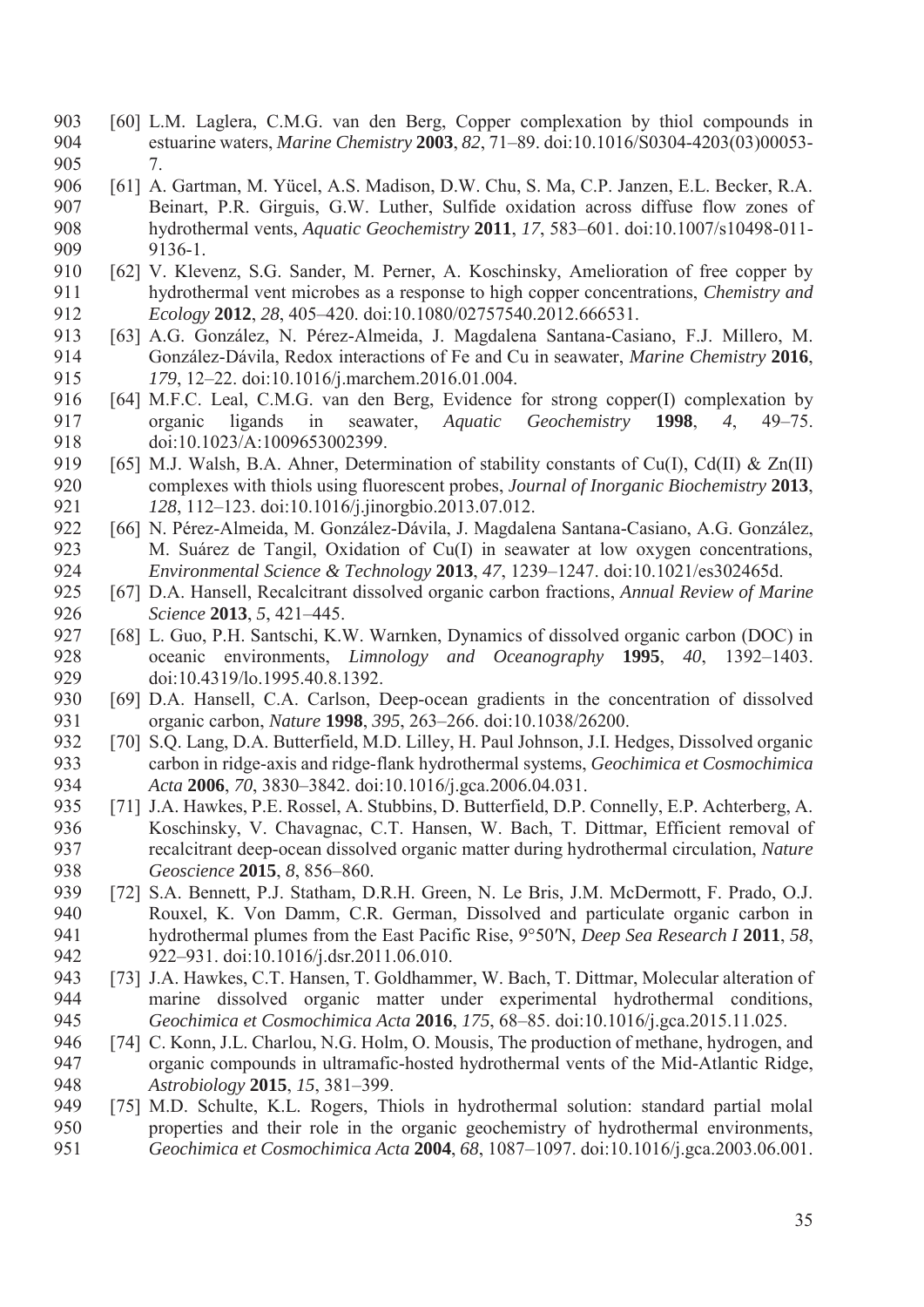[60] L.M. Laglera, C.M.G. van den Berg, Copper complexation by thiol compounds in estuarine waters, *Marine Chemistry* **2003**, *82*, 71–89. doi:10.1016/S0304-4203(03)00053-7.

[61] A. Gartman, M. Yücel, A.S. Madison, D.W. Chu, S. Ma, C.P. Janzen, E.L. Becker, R.A. Beinart, P.R. Girguis, G.W. Luther, Sulfide oxidation across diffuse flow zones of hydrothermal vents, *Aquatic Geochemistry* **2011**, *17*, 583–601. doi:10.1007/s10498-011-9136-1.

[62] V. Klevenz, S.G. Sander, M. Perner, A. Koschinsky, Amelioration of free copper by hydrothermal vent microbes as a response to high copper concentrations, *Chemistry and Ecology* **2012**, *28*, 405–420. doi:10.1080/02757540.2012.666531.

[63] A.G. González, N. Pérez-Almeida, J. Magdalena Santana-Casiano, F.J. Millero, M. González-Dávila, Redox interactions of Fe and Cu in seawater, *Marine Chemistry* **2016**, *179*, 12–22. doi:10.1016/j.marchem.2016.01.004.

[64] M.F.C. Leal, C.M.G. van den Berg, Evidence for strong copper(I) complexation by organic ligands in seawater, *Aquatic Geochemistry* **1998**, *4*, 49–75. doi:10.1023/A:1009653002399.

[65] M.J. Walsh, B.A. Ahner, Determination of stability constants of Cu(I), Cd(II) & Zn(II) complexes with thiols using fluorescent probes, *Journal of Inorganic Biochemistry* **2013**, *128*, 112–123. doi:10.1016/j.jinorgbio.2013.07.012.

[66] N. Pérez-Almeida, M. González-Dávila, J. Magdalena Santana-Casiano, A.G. González, M. Suárez de Tangil, Oxidation of Cu(I) in seawater at low oxygen concentrations, *Environmental Science & Technology* **2013**, *47*, 1239–1247. doi:10.1021/es302465d.

[67] D.A. Hansell, Recalcitrant dissolved organic carbon fractions, *Annual Review of Marine Science* **2013**, *5*, 421–445.

[68] L. Guo, P.H. Santschi, K.W. Warnken, Dynamics of dissolved organic carbon (DOC) in oceanic environments, *Limnology and Oceanography* **1995**, *40*, 1392–1403. doi:10.4319/lo.1995.40.8.1392.

[69] D.A. Hansell, C.A. Carlson, Deep-ocean gradients in the concentration of dissolved organic carbon, *Nature* **1998**, *395*, 263–266. doi:10.1038/26200.

[70] S.Q. Lang, D.A. Butterfield, M.D. Lilley, H. Paul Johnson, J.I. Hedges, Dissolved organic carbon in ridge-axis and ridge-flank hydrothermal systems, *Geochimica et Cosmochimica Acta* **2006**, *70*, 3830–3842. doi:10.1016/j.gca.2006.04.031.

[71] J.A. Hawkes, P.E. Rossel, A. Stubbins, D. Butterfield, D.P. Connelly, E.P. Achterberg, A. Koschinsky, V. Chavagnac, C.T. Hansen, W. Bach, T. Dittmar, Efficient removal of recalcitrant deep-ocean dissolved organic matter during hydrothermal circulation, *Nature Geoscience* **2015**, *8*, 856–860.

[72] S.A. Bennett, P.J. Statham, D.R.H. Green, N. Le Bris, J.M. McDermott, F. Prado, O.J. Rouxel, K. Von Damm, C.R. German, Dissolved and particulate organic carbon in hydrothermal plumes from the East Pacific Rise, 9°50′N, *Deep Sea Research I* **2011**, *58*, 922–931. doi:10.1016/j.dsr.2011.06.010.

[73] J.A. Hawkes, C.T. Hansen, T. Goldhammer, W. Bach, T. Dittmar, Molecular alteration of marine dissolved organic matter under experimental hydrothermal conditions, *Geochimica et Cosmochimica Acta* **2016**, *175*, 68–85. doi:10.1016/j.gca.2015.11.025.

[74] C. Konn, J.L. Charlou, N.G. Holm, O. Mousis, The production of methane, hydrogen, and organic compounds in ultramafic-hosted hydrothermal vents of the Mid-Atlantic Ridge, *Astrobiology* **2015**, *15*, 381–399.

[75] M.D. Schulte, K.L. Rogers, Thiols in hydrothermal solution: standard partial molal properties and their role in the organic geochemistry of hydrothermal environments, *Geochimica et Cosmochimica Acta* **2004**, *68*, 1087–1097. doi:10.1016/j.gca.2003.06.001.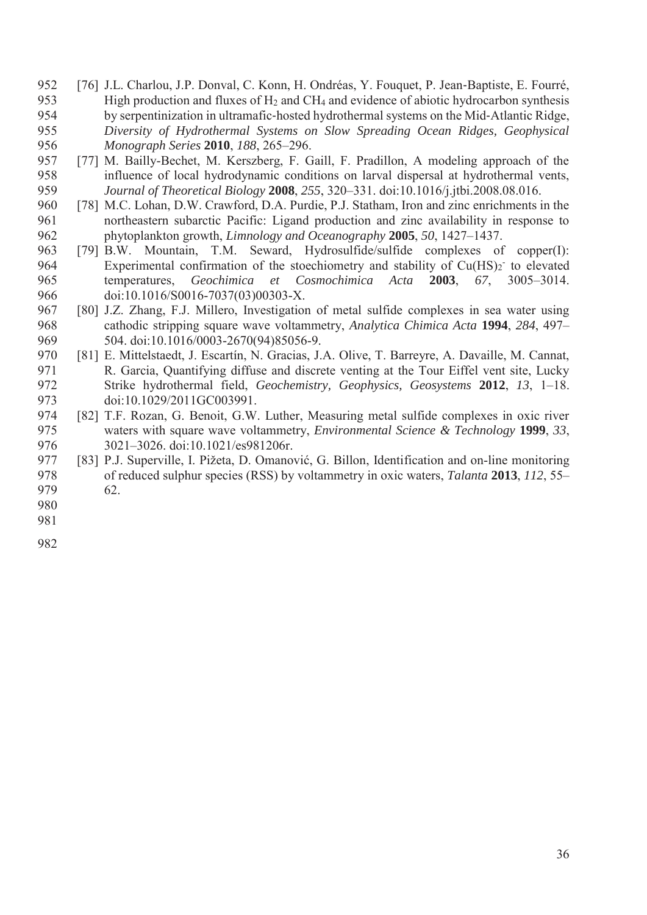[76] J.L. Charlou, J.P. Donval, C. Konn, H. Ondréas, Y. Fouquet, P. Jean-Baptiste, E. Fourré, High production and fluxes of $H_2$ and $CH_4$ and evidence of abiotic hydrocarbon synthesis by serpentinization in ultramafic-hosted hydrothermal systems on the Mid-Atlantic Ridge, *Diversity of Hydrothermal Systems on Slow Spreading Ocean Ridges, Geophysical Monograph Series* **2010**, *188*, 265–296.

[77] M. Bailly-Bechet, M. Kerszberg, F. Gaill, F. Pradillon, A modeling approach of the influence of local hydrodynamic conditions on larval dispersal at hydrothermal vents, *Journal of Theoretical Biology* **2008**, *255*, 320–331. doi:10.1016/j.jtbi.2008.08.016.

[78] M.C. Lohan, D.W. Crawford, D.A. Purdie, P.J. Statham, Iron and zinc enrichments in the northeastern subarctic Pacific: Ligand production and zinc availability in response to phytoplankton growth, *Limnology and Oceanography* **2005**, *50*, 1427–1437.

[79] B.W. Mountain, T.M. Seward, Hydrosulfide/sulfide complexes of copper(I): Experimental confirmation of the stoechiometry and stability of $Cu(HS)_2^-$ to elevated temperatures, *Geochimica et Cosmochimica Acta* **2003**, *67*, 3005–3014. doi:10.1016/S0016-7037(03)00303-X.

[80] J.Z. Zhang, F.J. Millero, Investigation of metal sulfide complexes in sea water using cathodic stripping square wave voltammetry, *Analytica Chimica Acta* **1994**, *284*, 497–504. doi:10.1016/0003-2670(94)85056-9.

[81] E. Mittelstaedt, J. Escartín, N. Gracias, J.A. Olive, T. Barreyre, A. Davaille, M. Cannat, R. Garcia, Quantifying diffuse and discrete venting at the Tour Eiffel vent site, Lucky Strike hydrothermal field, *Geochemistry, Geophysics, Geosystems* **2012**, *13*, 1–18. doi:10.1029/2011GC003991.

[82] T.F. Rozan, G. Benoit, G.W. Luther, Measuring metal sulfide complexes in oxic river waters with square wave voltammetry, *Environmental Science & Technology* **1999**, *33*, 3021–3026. doi:10.1021/es981206r.

[83] P.J. Superville, I. Pižeta, D. Omanović, G. Billon, Identification and on-line monitoring of reduced sulphur species (RSS) by voltammetry in oxic waters, *Talanta* **2013**, *112*, 55–62.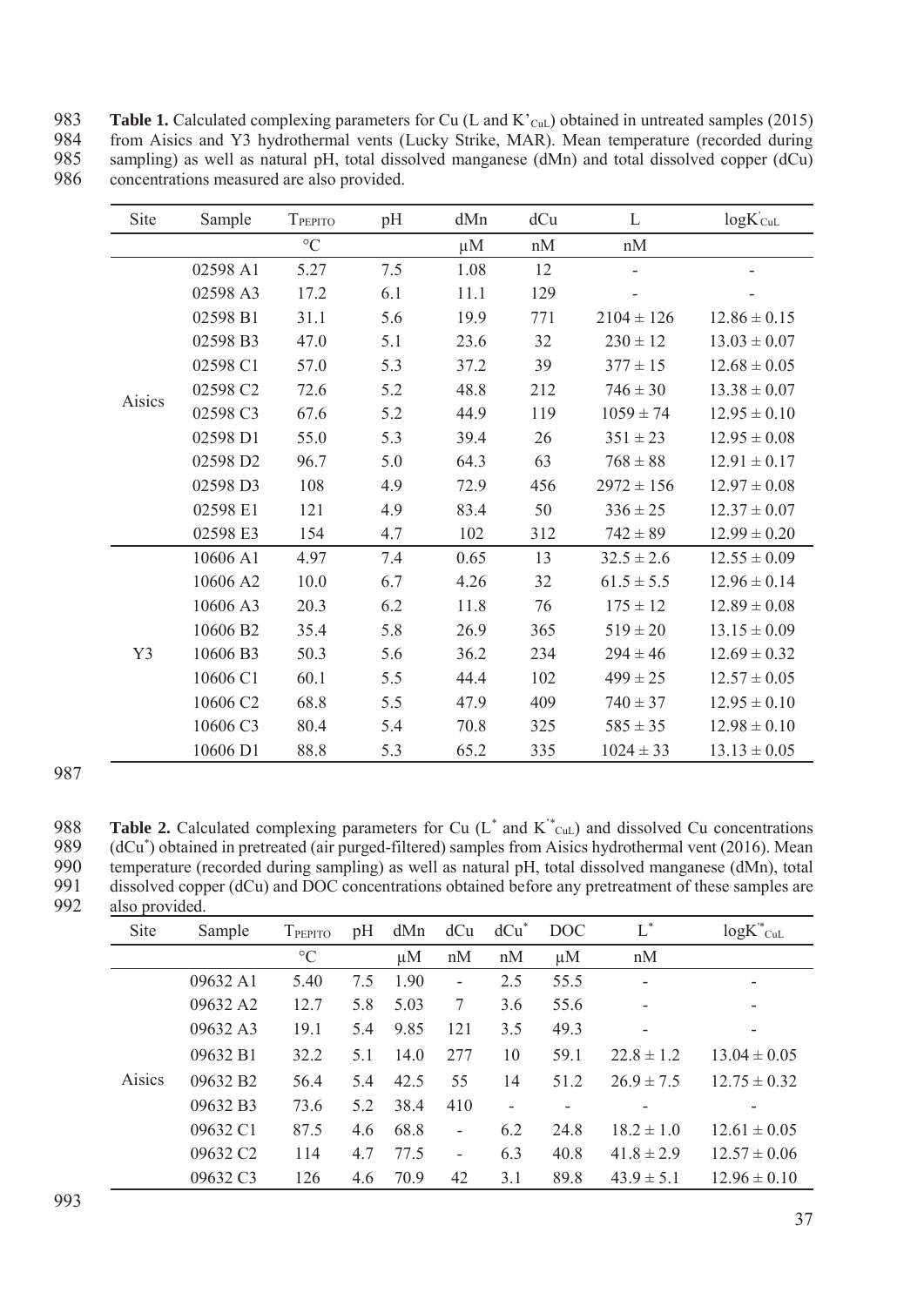**Table 1.** Calculated complexing parameters for Cu (L and $K'_{CuL}$) obtained in untreated samples (2015) from Aisics and Y3 hydrothermal vents (Lucky Strike, MAR). Mean temperature (recorded during sampling) as well as natural pH, total dissolved manganese (dMn) and total dissolved copper (dCu) concentrations measured are also provided.

| Site | Sample | $T_{PEPITO}$ | pH | dMn | dCu | L | $\log K'_{CuL}$ |
|---|---|---|---|---|---|---|---|
| | | °C | | μM | nM | nM | |
| Aisics | 02598 A1 | 5.27 | 7.5 | 1.08 | 12 | - | - |
| | 02598 A3 | 17.2 | 6.1 | 11.1 | 129 | - | - |
| | 02598 B1 | 31.1 | 5.6 | 19.9 | 771 | 2104 ± 126 | 12.86 ± 0.15 |
| | 02598 B3 | 47.0 | 5.1 | 23.6 | 32 | 230 ± 12 | 13.03 ± 0.07 |
| | 02598 C1 | 57.0 | 5.3 | 37.2 | 39 | 377 ± 15 | 12.68 ± 0.05 |
| | 02598 C2 | 72.6 | 5.2 | 48.8 | 212 | 746 ± 30 | 13.38 ± 0.07 |
| | 02598 C3 | 67.6 | 5.2 | 44.9 | 119 | 1059 ± 74 | 12.95 ± 0.10 |
| | 02598 D1 | 55.0 | 5.3 | 39.4 | 26 | 351 ± 23 | 12.95 ± 0.08 |
| | 02598 D2 | 96.7 | 5.0 | 64.3 | 63 | 768 ± 88 | 12.91 ± 0.17 |
| | 02598 D3 | 108 | 4.9 | 72.9 | 456 | 2972 ± 156 | 12.97 ± 0.08 |
| | 02598 E1 | 121 | 4.9 | 83.4 | 50 | 336 ± 25 | 12.37 ± 0.07 |
| | 02598 E3 | 154 | 4.7 | 102 | 312 | 742 ± 89 | 12.99 ± 0.20 |
| Y3 | 10606 A1 | 4.97 | 7.4 | 0.65 | 13 | 32.5 ± 2.6 | 12.55 ± 0.09 |
| | 10606 A2 | 10.0 | 6.7 | 4.26 | 32 | 61.5 ± 5.5 | 12.96 ± 0.14 |
| | 10606 A3 | 20.3 | 6.2 | 11.8 | 76 | 175 ± 12 | 12.89 ± 0.08 |
| | 10606 B2 | 35.4 | 5.8 | 26.9 | 365 | 519 ± 20 | 13.15 ± 0.09 |
| | 10606 B3 | 50.3 | 5.6 | 36.2 | 234 | 294 ± 46 | 12.69 ± 0.32 |
| | 10606 C1 | 60.1 | 5.5 | 44.4 | 102 | 499 ± 25 | 12.57 ± 0.05 |
| | 10606 C2 | 68.8 | 5.5 | 47.9 | 409 | 740 ± 37 | 12.95 ± 0.10 |
| | 10606 C3 | 80.4 | 5.4 | 70.8 | 325 | 585 ± 35 | 12.98 ± 0.10 |
| | 10606 D1 | 88.8 | 5.3 | 65.2 | 335 | 1024 ± 33 | 13.13 ± 0.05 |

**Table 2.** Calculated complexing parameters for Cu ($L^*$ and $K'^*_{CuL}$) and dissolved Cu concentrations ($dCu^*$) obtained in pretreated (air purged-filtered) samples from Aisics hydrothermal vent (2016). Mean temperature (recorded during sampling) as well as natural pH, total dissolved manganese (dMn), total dissolved copper (dCu) and DOC concentrations obtained before any pretreatment of these samples are also provided.

| Site | Sample | $T_{PEPITO}$ | pH | dMn | dCu | $dCu^*$ | DOC | $L^*$ | $\log K'^*_{CuL}$ |
|---|---|---|---|---|---|---|---|---|---|
| | | °C | | μM | nM | nM | μM | nM | |
| Aisics | 09632 A1 | 5.40 | 7.5 | 1.90 | - | 2.5 | 55.5 | - | - |
| | 09632 A2 | 12.7 | 5.8 | 5.03 | 7 | 3.6 | 55.6 | - | - |
| | 09632 A3 | 19.1 | 5.4 | 9.85 | 121 | 3.5 | 49.3 | - | - |
| | 09632 B1 | 32.2 | 5.1 | 14.0 | 277 | 10 | 59.1 | 22.8 ± 1.2 | 13.04 ± 0.05 |
| | 09632 B2 | 56.4 | 5.4 | 42.5 | 55 | 14 | 51.2 | 26.9 ± 7.5 | 12.75 ± 0.32 |
| | 09632 B3 | 73.6 | 5.2 | 38.4 | 410 | - | - | - | - |
| | 09632 C1 | 87.5 | 4.6 | 68.8 | - | 6.2 | 24.8 | 18.2 ± 1.0 | 12.61 ± 0.05 |
| | 09632 C2 | 114 | 4.7 | 77.5 | - | 6.3 | 40.8 | 41.8 ± 2.9 | 12.57 ± 0.06 |
| | 09632 C3 | 126 | 4.6 | 70.9 | 42 | 3.1 | 89.8 | 43.9 ± 5.1 | 12.96 ± 0.10 |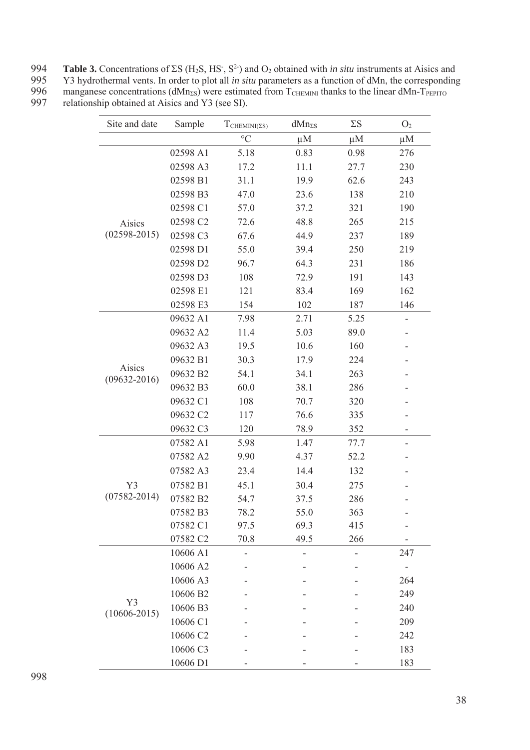**Table 3.** Concentrations of $\Sigma S$ ($H_2S$, $HS^-$, $S^{2-}$) and $O_2$ obtained with *in situ* instruments at Aisics and Y3 hydrothermal vents. In order to plot all *in situ* parameters as a function of dMn, the corresponding manganese concentrations ($dMn_{\Sigma S}$) were estimated from $T_{CHEMINI}$ thanks to the linear dMn-$T_{PEPITO}$ relationship obtained at Aisics and Y3 (see SI).

| Site and date | Sample | $T_{CHEMINI(\Sigma S)}$ | $dMn_{\Sigma S}$ | $\Sigma S$ | $O_2$ |
|---|---|---|---|---|---|
| | | °C | μM | μM | μM |
| Aisics (02598-2015) | 02598 A1 | 5.18 | 0.83 | 0.98 | 276 |
| | 02598 A3 | 17.2 | 11.1 | 27.7 | 230 |
| | 02598 B1 | 31.1 | 19.9 | 62.6 | 243 |
| | 02598 B3 | 47.0 | 23.6 | 138 | 210 |
| | 02598 C1 | 57.0 | 37.2 | 321 | 190 |
| | 02598 C2 | 72.6 | 48.8 | 265 | 215 |
| | 02598 C3 | 67.6 | 44.9 | 237 | 189 |
| | 02598 D1 | 55.0 | 39.4 | 250 | 219 |
| | 02598 D2 | 96.7 | 64.3 | 231 | 186 |
| | 02598 D3 | 108 | 72.9 | 191 | 143 |
| | 02598 E1 | 121 | 83.4 | 169 | 162 |
| | 02598 E3 | 154 | 102 | 187 | 146 |
| Aisics (09632-2016) | 09632 A1 | 7.98 | 2.71 | 5.25 | - |
| | 09632 A2 | 11.4 | 5.03 | 89.0 | - |
| | 09632 A3 | 19.5 | 10.6 | 160 | - |
| | 09632 B1 | 30.3 | 17.9 | 224 | - |
| | 09632 B2 | 54.1 | 34.1 | 263 | - |
| | 09632 B3 | 60.0 | 38.1 | 286 | - |
| | 09632 C1 | 108 | 70.7 | 320 | - |
| | 09632 C2 | 117 | 76.6 | 335 | - |
| | 09632 C3 | 120 | 78.9 | 352 | - |
| Y3 (07582-2014) | 07582 A1 | 5.98 | 1.47 | 77.7 | - |
| | 07582 A2 | 9.90 | 4.37 | 52.2 | - |
| | 07582 A3 | 23.4 | 14.4 | 132 | - |
| | 07582 B1 | 45.1 | 30.4 | 275 | - |
| | 07582 B2 | 54.7 | 37.5 | 286 | - |
| | 07582 B3 | 78.2 | 55.0 | 363 | - |
| | 07582 C1 | 97.5 | 69.3 | 415 | - |
| | 07582 C2 | 70.8 | 49.5 | 266 | - |
| Y3 (10606-2015) | 10606 A1 | - | - | - | 247 |
| | 10606 A2 | - | - | - | - |
| | 10606 A3 | - | - | - | 264 |
| | 10606 B2 | - | - | - | 249 |
| | 10606 B3 | - | - | - | 240 |
| | 10606 C1 | - | - | - | 209 |
| | 10606 C2 | - | - | - | 242 |
| | 10606 C3 | - | - | - | 183 |
| | 10606 D1 | - | - | - | 183 |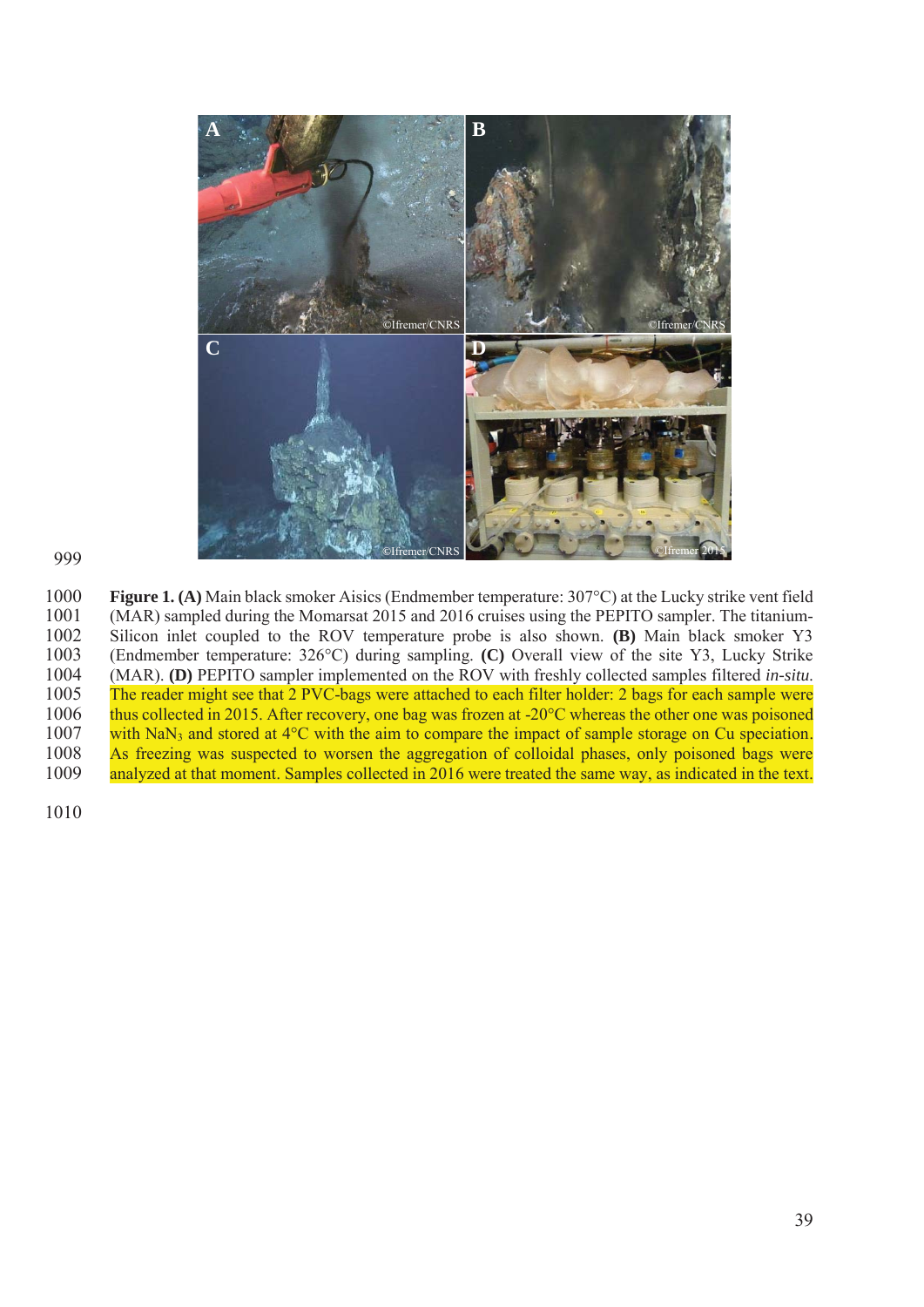**Figure 1. (A)** Main black smoker Aisics (Endmember temperature: 307°C) at the Lucky strike vent field (MAR) sampled during the Momarsat 2015 and 2016 cruises using the PEPITO sampler. The titanium-Silicon inlet coupled to the ROV temperature probe is also shown. **(B)** Main black smoker Y3 (Endmember temperature: 326°C) during sampling. **(C)** Overall view of the site Y3, Lucky Strike (MAR). **(D)** PEPITO sampler implemented on the ROV with freshly collected samples filtered *in-situ*. The reader might see that 2 PVC-bags were attached to each filter holder: 2 bags for each sample were thus collected in 2015. After recovery, one bag was frozen at -20°C whereas the other one was poisoned with $NaN_3$ and stored at 4°C with the aim to compare the impact of sample storage on Cu speciation. As freezing was suspected to worsen the aggregation of colloidal phases, only poisoned bags were analyzed at that moment. Samples collected in 2016 were treated the same way, as indicated in the text.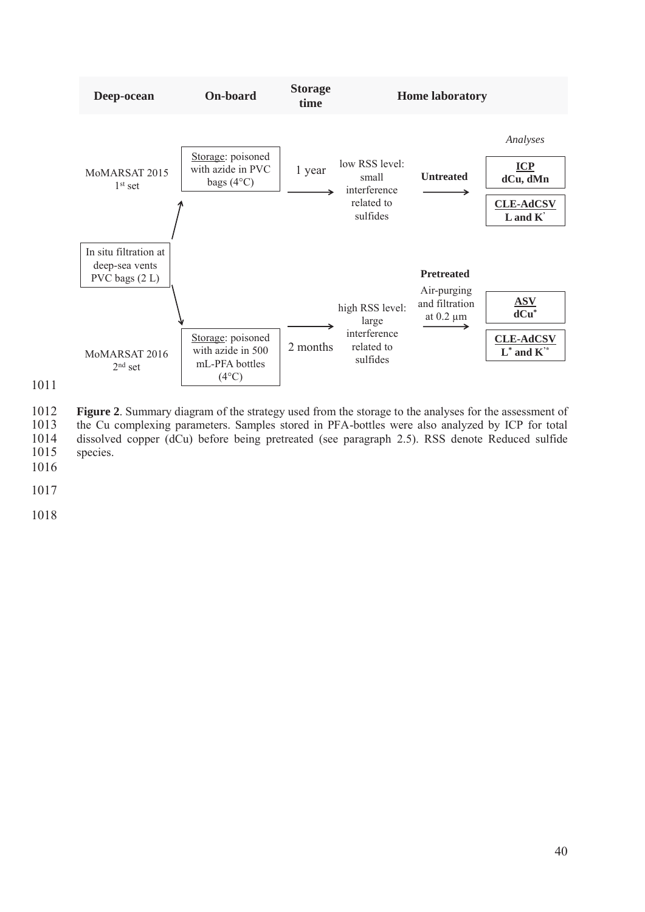| Deep-ocean | On-board | Storage time | Home laboratory | | Analyses |
|---|---|---|---|---|---|
| MoMARSAT 2015 1st set | Storage: poisoned with azide in PVC bags (4°C) | 1 year | low RSS level: small interference related to sulfides | Untreated | **ICP** dCu, dMn; **CLE-AdCSV** L and K' |
| In situ filtration at deep-sea vents PVC bags (2 L) | | | | | |
| MoMARSAT 2016 2nd set | Storage: poisoned with azide in 500 mL-PFA bottles (4°C) | 2 months | high RSS level: large interference related to sulfides | **Pretreated** Air-purging and filtration at 0.2 µm | **ASV** dCu*; **CLE-AdCSV** L* and K'* |

**Figure 2**. Summary diagram of the strategy used from the storage to the analyses for the assessment of the Cu complexing parameters. Samples stored in PFA-bottles were also analyzed by ICP for total dissolved copper (dCu) before being pretreated (see paragraph 2.5). RSS denote Reduced sulfide species.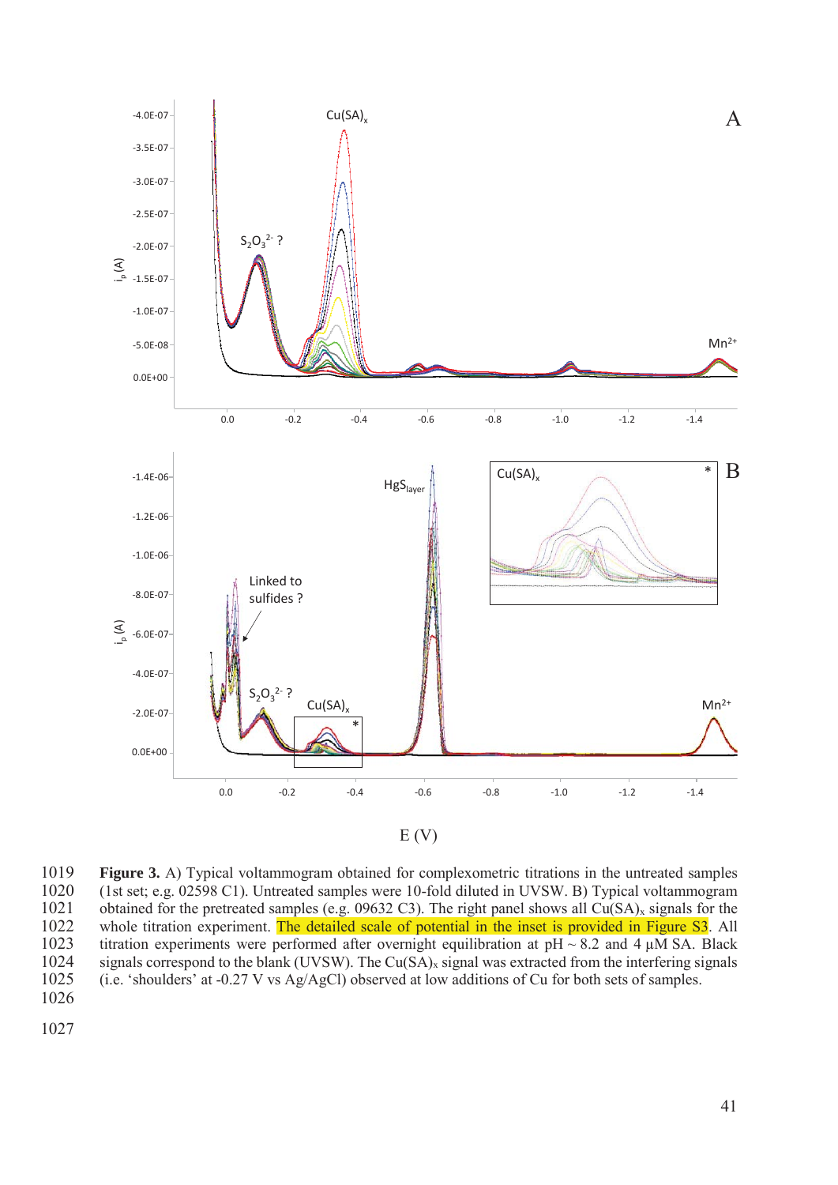**Figure 3.** A) Typical voltammogram obtained for complexometric titrations in the untreated samples (1st set; e.g. 02598 C1). Untreated samples were 10-fold diluted in UVSW. B) Typical voltammogram obtained for the pretreated samples (e.g. 09632 C3). The right panel shows all $Cu(SA)_x$ signals for the whole titration experiment. The detailed scale of potential in the inset is provided in Figure S3. All titration experiments were performed after overnight equilibration at pH ~ 8.2 and 4 µM SA. Black signals correspond to the blank (UVSW). The $Cu(SA)_x$ signal was extracted from the interfering signals (i.e. 'shoulders' at -0.27 V vs Ag/AgCl) observed at low additions of Cu for both sets of samples.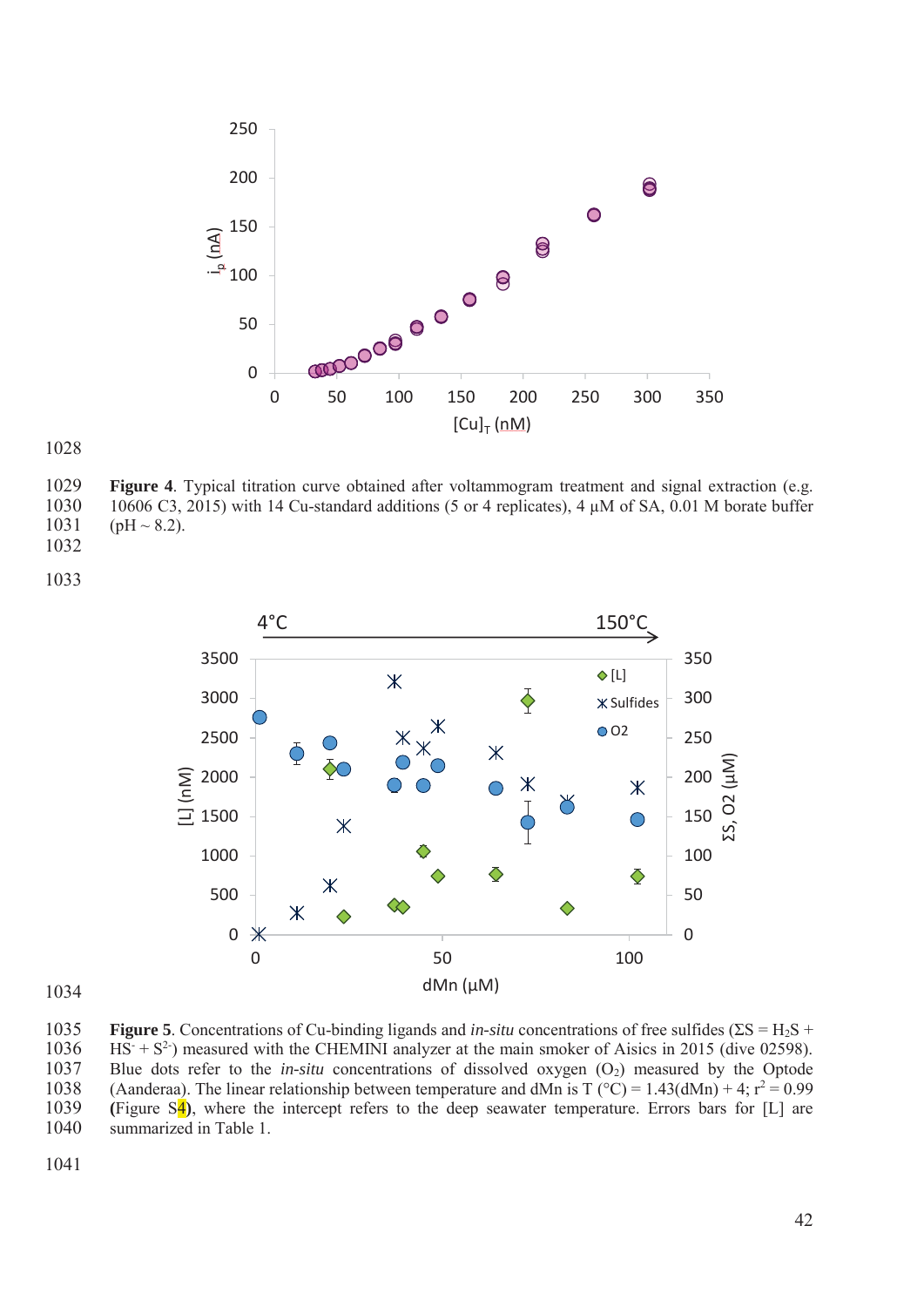Figure 4. Typical titration curve obtained after voltammogram treatment and signal extraction (e.g. 10606 C3, 2015) with 14 Cu-standard additions (5 or 4 replicates), 4 µM of SA, 0.01 M borate buffer (pH ~ 8.2).

Figure 5. Concentrations of Cu-binding ligands and *in-situ* concentrations of free sulfides ($\Sigma S = H_2S + HS^- + S^{2-}$) measured with the CHEMINI analyzer at the main smoker of Aisics in 2015 (dive 02598). Blue dots refer to the *in-situ* concentrations of dissolved oxygen ($O_2$) measured by the Optode (Aanderaa). The linear relationship between temperature and dMn is T (°C) = 1.43(dMn) + 4; $r^2 = 0.99$ **(**Figure S4**)**, where the intercept refers to the deep seawater temperature. Errors bars for [L] are summarized in Table 1.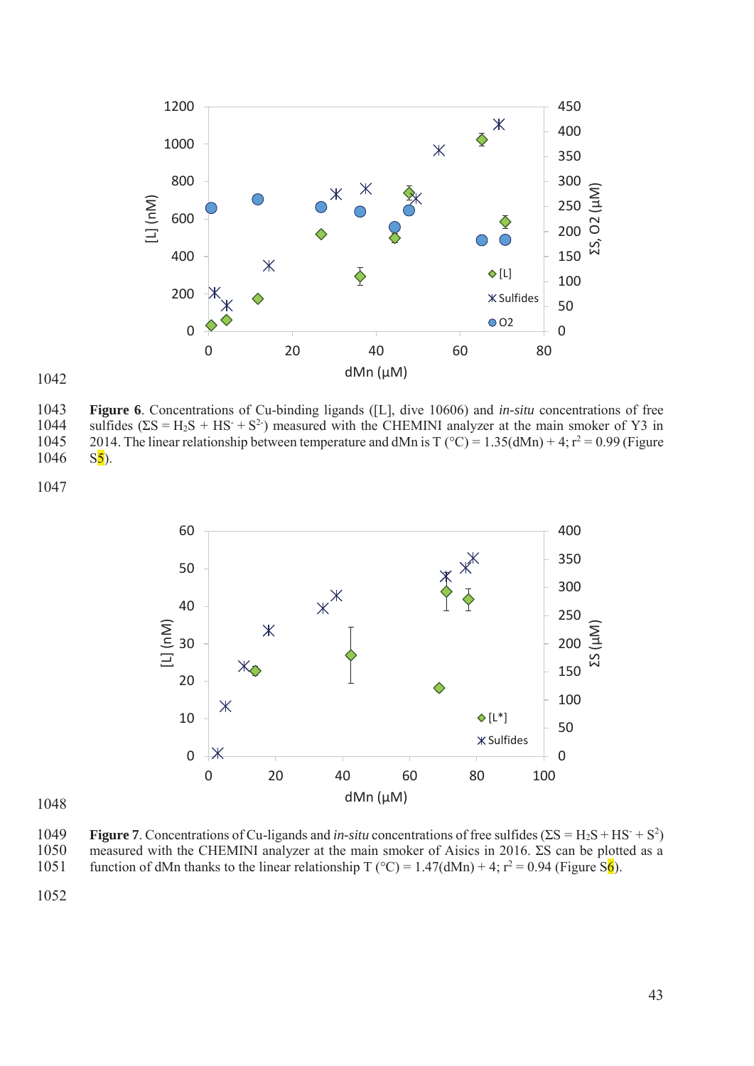1200
1000
800
600
400
200
0
[L] (nM)
450
400
350
300
250
200
150
100
50
0
ΣS, O2 (µM)
0
20
40
60
80
dMn (µM)
[L]
Sulfides
O2

1042

1043 **Figure 6**. Concentrations of Cu-binding ligands ([L], dive 10606) and *in-situ* concentrations of free
1044 sulfides ($\Sigma S = H_2S + HS^- + S^{2-}$) measured with the CHEMINI analyzer at the main smoker of Y3 in
1045 2014. The linear relationship between temperature and dMn is T (°C) = 1.35(dMn) + 4; $r^2 = 0.99$ (Figure
1046 S5).

1047

60
50
40
30
20
10
0
[L] (nM)
400
350
300
250
200
150
100
50
0
ΣS (µM)
0
20
40
60
80
100
dMn (µM)
[L*]
Sulfides

1048

1049 **Figure 7**. Concentrations of Cu-ligands and *in-situ* concentrations of free sulfides ($\Sigma S = H_2S + HS^- + S^2$)
1050 measured with the CHEMINI analyzer at the main smoker of Aisics in 2016. ΣS can be plotted as a
1051 function of dMn thanks to the linear relationship T (°C) = 1.47(dMn) + 4; $r^2 = 0.94$ (Figure S6).

1052